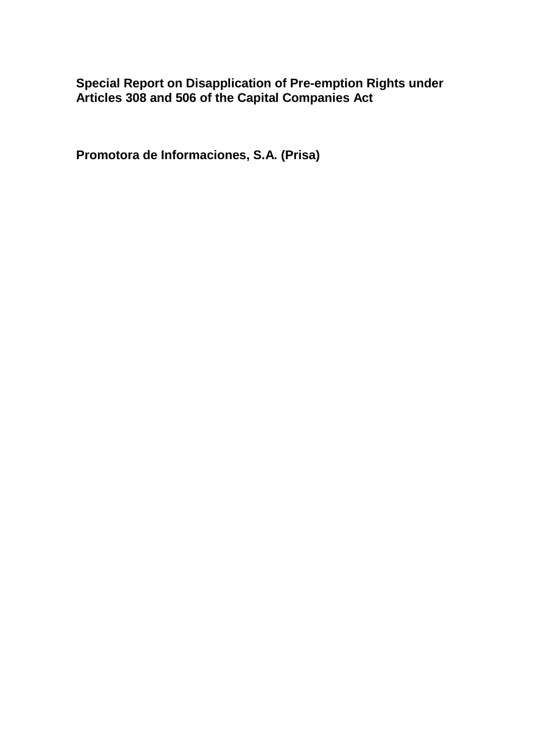# Special Report on Disapplication of Pre-emption Rights under Articles 308 and 506 of the Capital Companies Act

**Promotora de Informaciones, S.A. (Prisa)**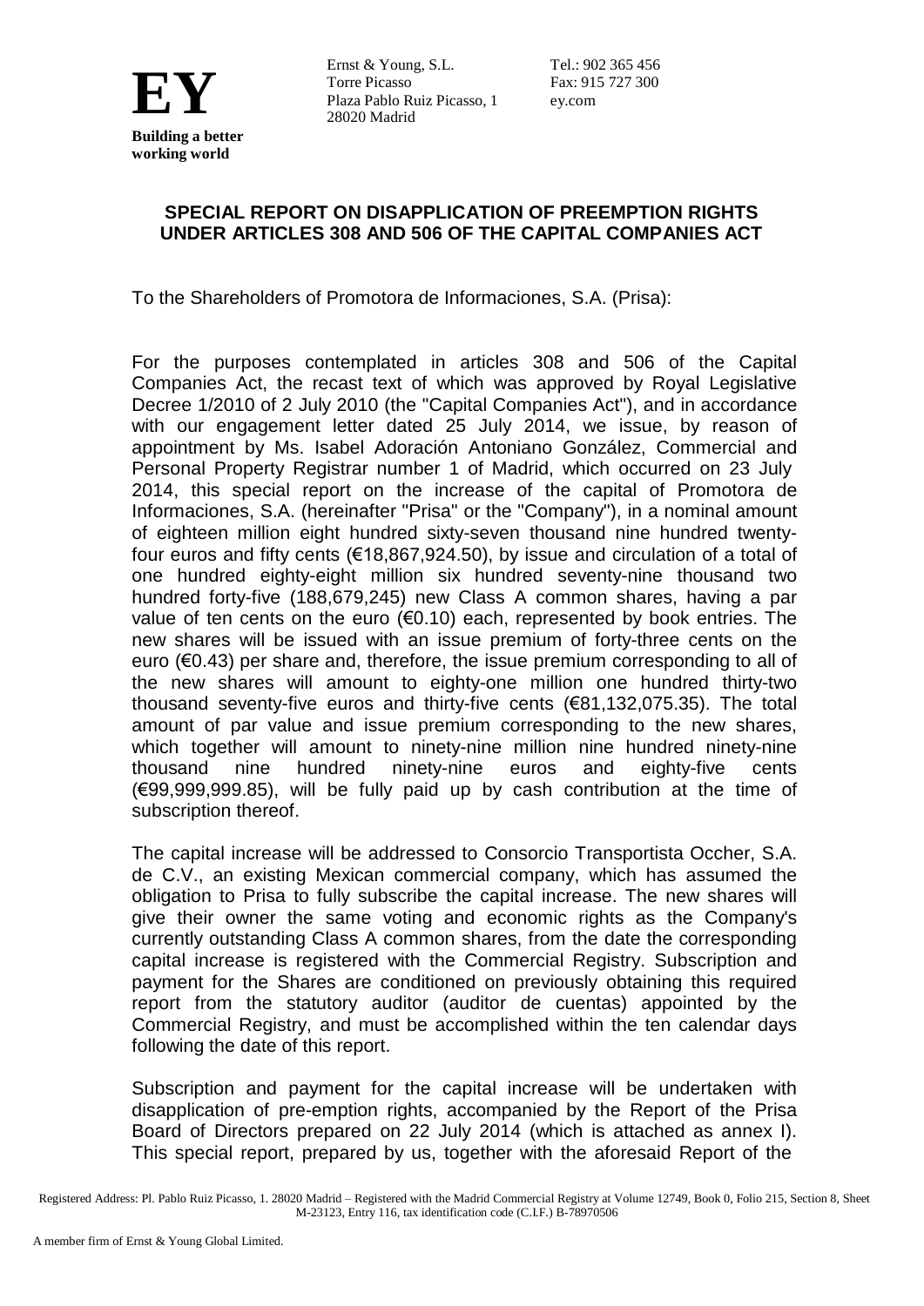## SPECIAL REPORT ON DISAPPLICATION OF PREEMPTION RIGHTS UNDER ARTICLES 308 AND 506 OF THE CAPITAL COMPANIES ACT

To the Shareholders of Promotora de Informaciones, S.A. (Prisa):

For the purposes contemplated in articles 308 and 506 of the Capital Companies Act, the recast text of which was approved by Royal Legislative Decree 1/2010 of 2 July 2010 (the "Capital Companies Act"), and in accordance with our engagement letter dated 25 July 2014, we issue, by reason of appointment by Ms. Isabel Adoración Antoniano González, Commercial and Personal Property Registrar number 1 of Madrid, which occurred on 23 July 2014, this special report on the increase of the capital of Promotora de Informaciones, S.A. (hereinafter "Prisa" or the "Company"), in a nominal amount of eighteen million eight hundred sixty-seven thousand nine hundred twenty-four euros and fifty cents (€18,867,924.50), by issue and circulation of a total of one hundred eighty-eight million six hundred seventy-nine thousand two hundred forty-five (188,679,245) new Class A common shares, having a par value of ten cents on the euro (€0.10) each, represented by book entries. The new shares will be issued with an issue premium of forty-three cents on the euro (€0.43) per share and, therefore, the issue premium corresponding to all of the new shares will amount to eighty-one million one hundred thirty-two thousand seventy-five euros and thirty-five cents (€81,132,075.35). The total amount of par value and issue premium corresponding to the new shares, which together will amount to ninety-nine million nine hundred ninety-nine thousand nine hundred ninety-nine euros and eighty-five cents (€99,999,999.85), will be fully paid up by cash contribution at the time of subscription thereof.

The capital increase will be addressed to Consorcio Transportista Occher, S.A. de C.V., an existing Mexican commercial company, which has assumed the obligation to Prisa to fully subscribe the capital increase. The new shares will give their owner the same voting and economic rights as the Company's currently outstanding Class A common shares, from the date the corresponding capital increase is registered with the Commercial Registry. Subscription and payment for the Shares are conditioned on previously obtaining this required report from the statutory auditor (auditor de cuentas) appointed by the Commercial Registry, and must be accomplished within the ten calendar days following the date of this report.

Subscription and payment for the capital increase will be undertaken with disapplication of pre-emption rights, accompanied by the Report of the Prisa Board of Directors prepared on 22 July 2014 (which is attached as annex I). This special report, prepared by us, together with the aforesaid Report of the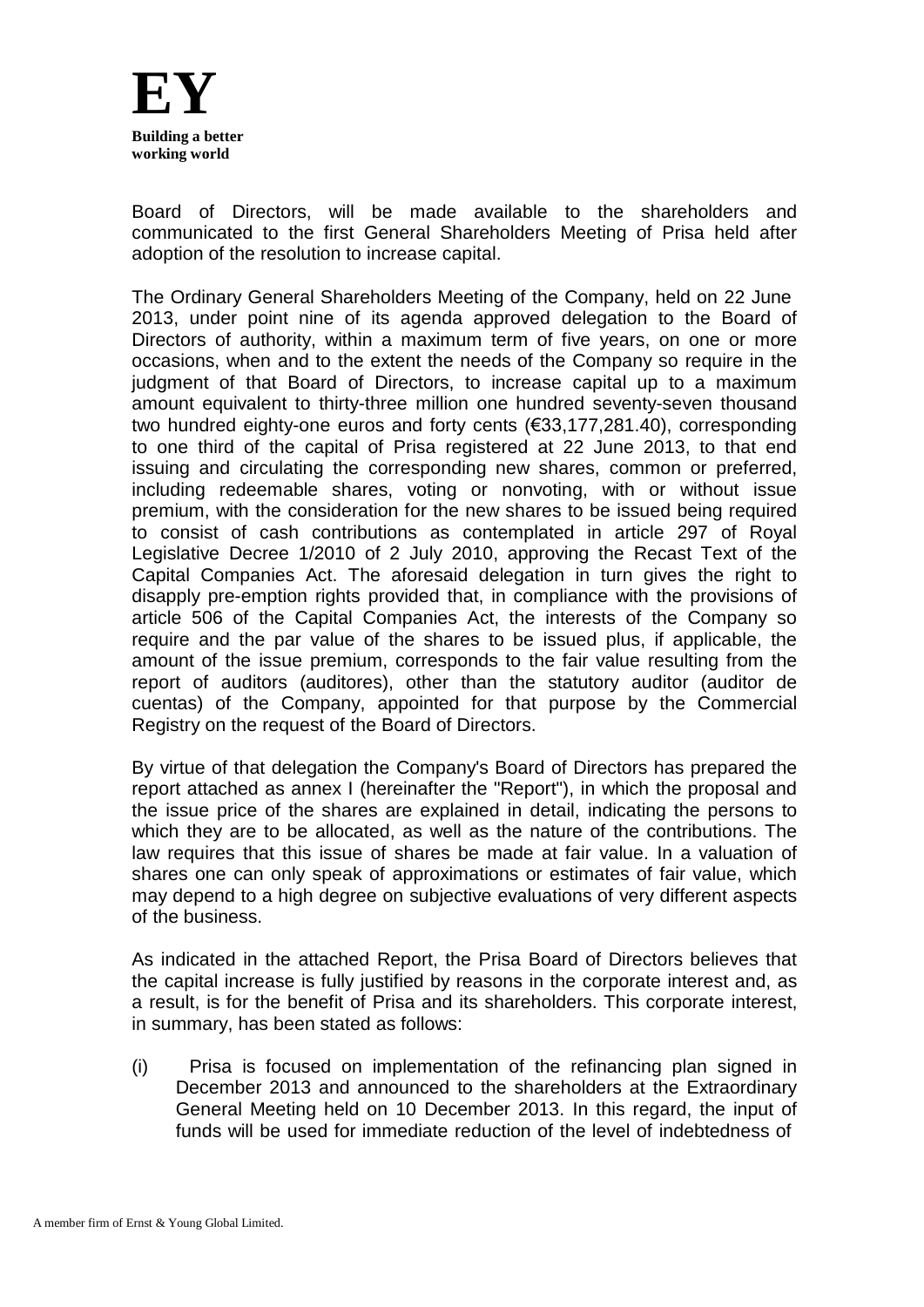Board of Directors, will be made available to the shareholders and communicated to the first General Shareholders Meeting of Prisa held after adoption of the resolution to increase capital.

The Ordinary General Shareholders Meeting of the Company, held on 22 June 2013, under point nine of its agenda approved delegation to the Board of Directors of authority, within a maximum term of five years, on one or more occasions, when and to the extent the needs of the Company so require in the judgment of that Board of Directors, to increase capital up to a maximum amount equivalent to thirty-three million one hundred seventy-seven thousand two hundred eighty-one euros and forty cents (€33,177,281.40), corresponding to one third of the capital of Prisa registered at 22 June 2013, to that end issuing and circulating the corresponding new shares, common or preferred, including redeemable shares, voting or nonvoting, with or without issue premium, with the consideration for the new shares to be issued being required to consist of cash contributions as contemplated in article 297 of Royal Legislative Decree 1/2010 of 2 July 2010, approving the Recast Text of the Capital Companies Act. The aforesaid delegation in turn gives the right to disapply pre-emption rights provided that, in compliance with the provisions of article 506 of the Capital Companies Act, the interests of the Company so require and the par value of the shares to be issued plus, if applicable, the amount of the issue premium, corresponds to the fair value resulting from the report of auditors (auditores), other than the statutory auditor (auditor de cuentas) of the Company, appointed for that purpose by the Commercial Registry on the request of the Board of Directors.

By virtue of that delegation the Company's Board of Directors has prepared the report attached as annex I (hereinafter the "Report"), in which the proposal and the issue price of the shares are explained in detail, indicating the persons to which they are to be allocated, as well as the nature of the contributions. The law requires that this issue of shares be made at fair value. In a valuation of shares one can only speak of approximations or estimates of fair value, which may depend to a high degree on subjective evaluations of very different aspects of the business.

As indicated in the attached Report, the Prisa Board of Directors believes that the capital increase is fully justified by reasons in the corporate interest and, as a result, is for the benefit of Prisa and its shareholders. This corporate interest, in summary, has been stated as follows:

(i) Prisa is focused on implementation of the refinancing plan signed in December 2013 and announced to the shareholders at the Extraordinary General Meeting held on 10 December 2013. In this regard, the input of funds will be used for immediate reduction of the level of indebtedness of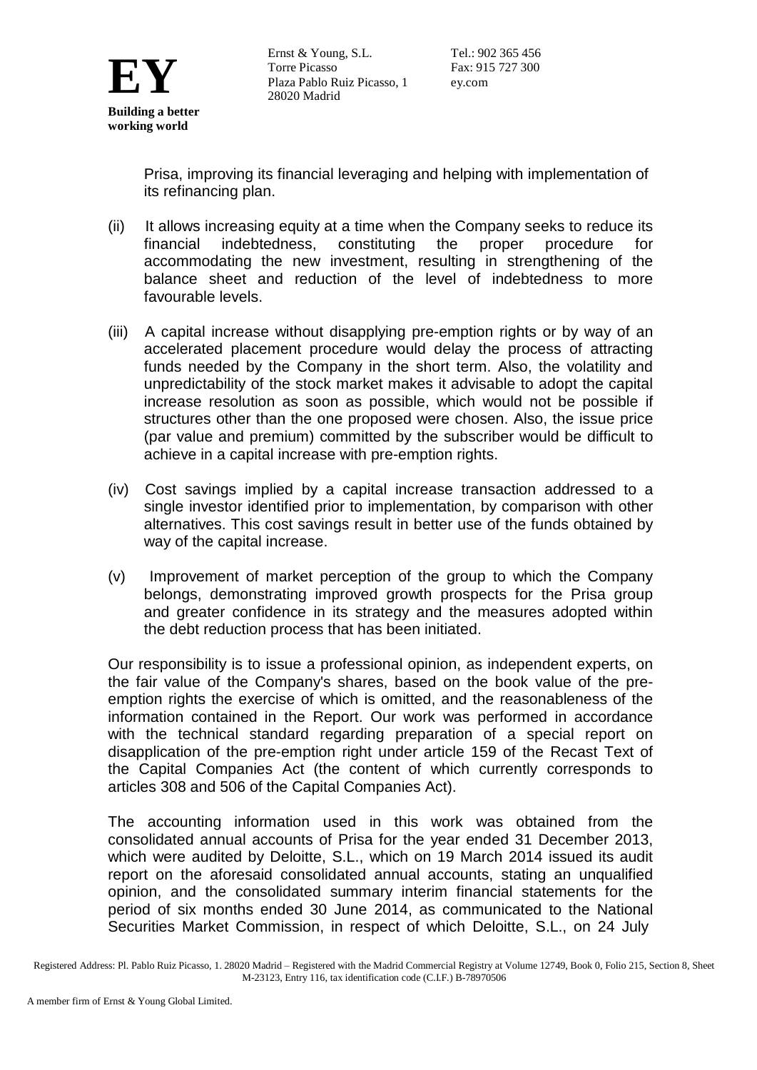Prisa, improving its financial leveraging and helping with implementation of its refinancing plan.

(ii) It allows increasing equity at a time when the Company seeks to reduce its financial indebtedness, constituting the proper procedure for accommodating the new investment, resulting in strengthening of the balance sheet and reduction of the level of indebtedness to more favourable levels.

(iii) A capital increase without disapplying pre-emption rights or by way of an accelerated placement procedure would delay the process of attracting funds needed by the Company in the short term. Also, the volatility and unpredictability of the stock market makes it advisable to adopt the capital increase resolution as soon as possible, which would not be possible if structures other than the one proposed were chosen. Also, the issue price (par value and premium) committed by the subscriber would be difficult to achieve in a capital increase with pre-emption rights.

(iv) Cost savings implied by a capital increase transaction addressed to a single investor identified prior to implementation, by comparison with other alternatives. This cost savings result in better use of the funds obtained by way of the capital increase.

(v) Improvement of market perception of the group to which the Company belongs, demonstrating improved growth prospects for the Prisa group and greater confidence in its strategy and the measures adopted within the debt reduction process that has been initiated.

Our responsibility is to issue a professional opinion, as independent experts, on the fair value of the Company's shares, based on the book value of the pre-emption rights the exercise of which is omitted, and the reasonableness of the information contained in the Report. Our work was performed in accordance with the technical standard regarding preparation of a special report on disapplication of the pre-emption right under article 159 of the Recast Text of the Capital Companies Act (the content of which currently corresponds to articles 308 and 506 of the Capital Companies Act).

The accounting information used in this work was obtained from the consolidated annual accounts of Prisa for the year ended 31 December 2013, which were audited by Deloitte, S.L., which on 19 March 2014 issued its audit report on the aforesaid consolidated annual accounts, stating an unqualified opinion, and the consolidated summary interim financial statements for the period of six months ended 30 June 2014, as communicated to the National Securities Market Commission, in respect of which Deloitte, S.L., on 24 July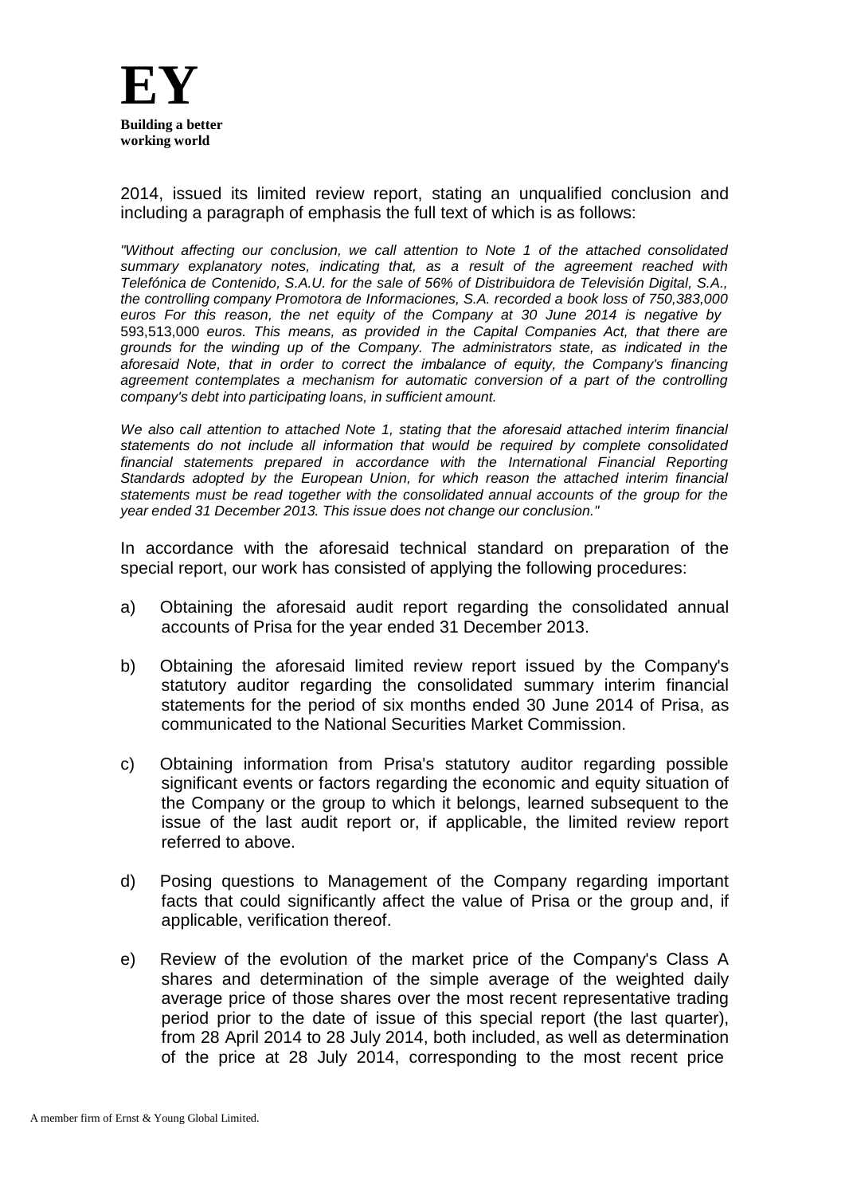2014, issued its limited review report, stating an unqualified conclusion and including a paragraph of emphasis the full text of which is as follows:

*"Without affecting our conclusion, we call attention to Note 1 of the attached consolidated summary explanatory notes, indicating that, as a result of the agreement reached with Telefónica de Contenido, S.A.U. for the sale of 56% of Distribuidora de Televisión Digital, S.A., the controlling company Promotora de Informaciones, S.A. recorded a book loss of 750,383,000 euros For this reason, the net equity of the Company at 30 June 2014 is negative by* 593,513,000 *euros. This means, as provided in the Capital Companies Act, that there are grounds for the winding up of the Company. The administrators state, as indicated in the aforesaid Note, that in order to correct the imbalance of equity, the Company's financing agreement contemplates a mechanism for automatic conversion of a part of the controlling company's debt into participating loans, in sufficient amount.*

*We also call attention to attached Note 1, stating that the aforesaid attached interim financial statements do not include all information that would be required by complete consolidated financial statements prepared in accordance with the International Financial Reporting Standards adopted by the European Union, for which reason the attached interim financial statements must be read together with the consolidated annual accounts of the group for the year ended 31 December 2013. This issue does not change our conclusion."*

In accordance with the aforesaid technical standard on preparation of the special report, our work has consisted of applying the following procedures:

a) Obtaining the aforesaid audit report regarding the consolidated annual accounts of Prisa for the year ended 31 December 2013.

b) Obtaining the aforesaid limited review report issued by the Company's statutory auditor regarding the consolidated summary interim financial statements for the period of six months ended 30 June 2014 of Prisa, as communicated to the National Securities Market Commission.

c) Obtaining information from Prisa's statutory auditor regarding possible significant events or factors regarding the economic and equity situation of the Company or the group to which it belongs, learned subsequent to the issue of the last audit report or, if applicable, the limited review report referred to above.

d) Posing questions to Management of the Company regarding important facts that could significantly affect the value of Prisa or the group and, if applicable, verification thereof.

e) Review of the evolution of the market price of the Company's Class A shares and determination of the simple average of the weighted daily average price of those shares over the most recent representative trading period prior to the date of issue of this special report (the last quarter), from 28 April 2014 to 28 July 2014, both included, as well as determination of the price at 28 July 2014, corresponding to the most recent price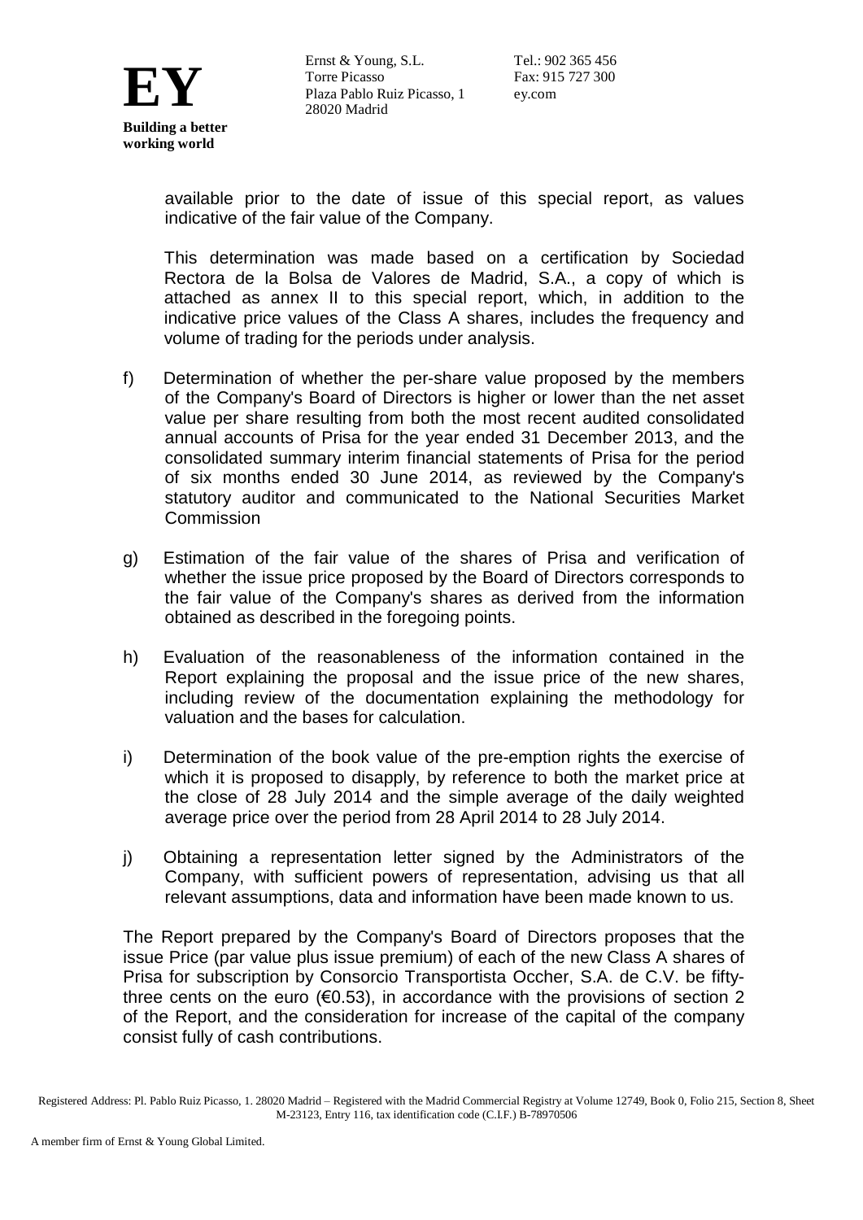available prior to the date of issue of this special report, as values indicative of the fair value of the Company.

This determination was made based on a certification by Sociedad Rectora de la Bolsa de Valores de Madrid, S.A., a copy of which is attached as annex II to this special report, which, in addition to the indicative price values of the Class A shares, includes the frequency and volume of trading for the periods under analysis.

f) Determination of whether the per-share value proposed by the members of the Company's Board of Directors is higher or lower than the net asset value per share resulting from both the most recent audited consolidated annual accounts of Prisa for the year ended 31 December 2013, and the consolidated summary interim financial statements of Prisa for the period of six months ended 30 June 2014, as reviewed by the Company's statutory auditor and communicated to the National Securities Market Commission

g) Estimation of the fair value of the shares of Prisa and verification of whether the issue price proposed by the Board of Directors corresponds to the fair value of the Company's shares as derived from the information obtained as described in the foregoing points.

h) Evaluation of the reasonableness of the information contained in the Report explaining the proposal and the issue price of the new shares, including review of the documentation explaining the methodology for valuation and the bases for calculation.

i) Determination of the book value of the pre-emption rights the exercise of which it is proposed to disapply, by reference to both the market price at the close of 28 July 2014 and the simple average of the daily weighted average price over the period from 28 April 2014 to 28 July 2014.

j) Obtaining a representation letter signed by the Administrators of the Company, with sufficient powers of representation, advising us that all relevant assumptions, data and information have been made known to us.

The Report prepared by the Company's Board of Directors proposes that the issue Price (par value plus issue premium) of each of the new Class A shares of Prisa for subscription by Consorcio Transportista Occher, S.A. de C.V. be fifty-three cents on the euro (€0.53), in accordance with the provisions of section 2 of the Report, and the consideration for increase of the capital of the company consist fully of cash contributions.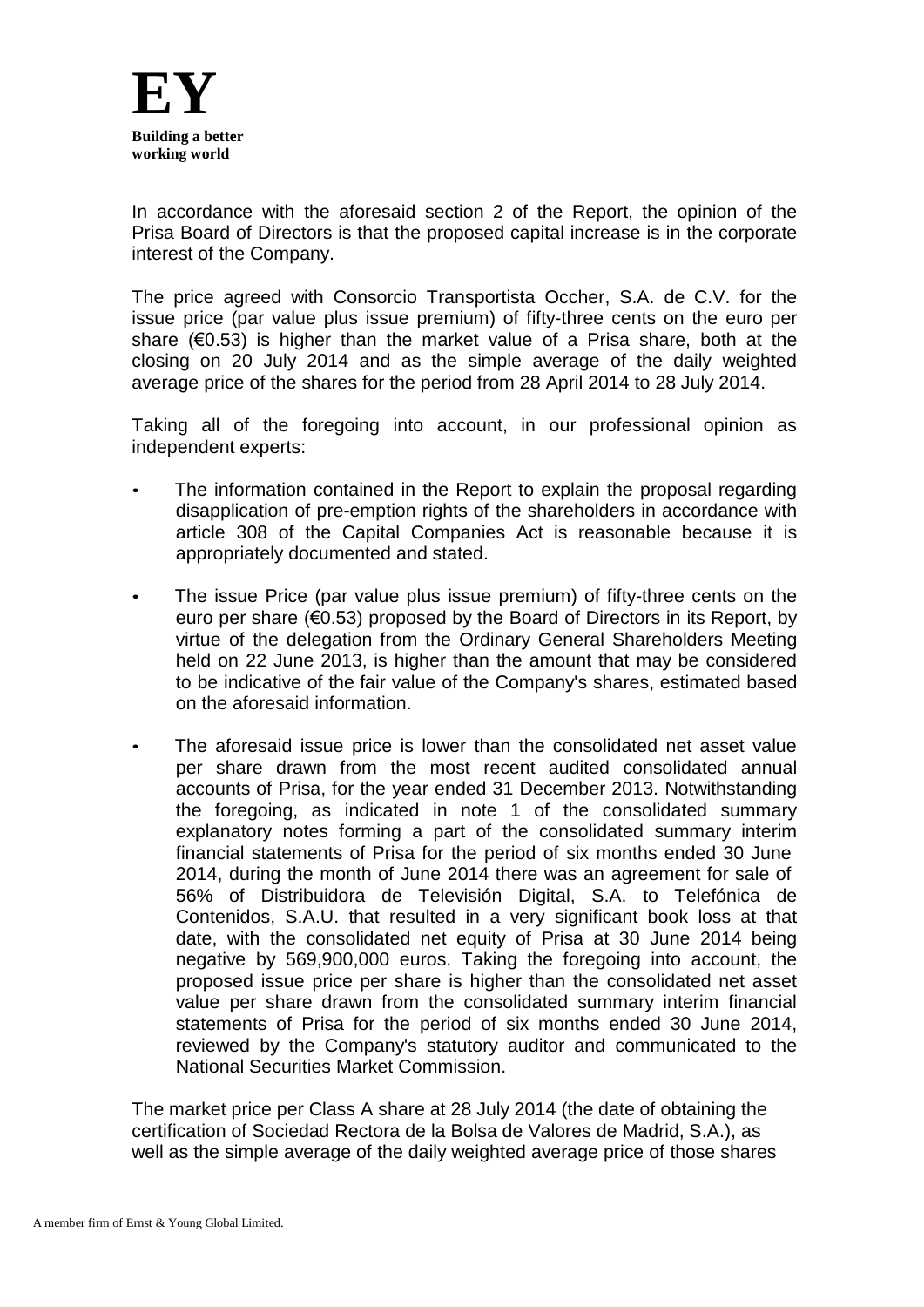In accordance with the aforesaid section 2 of the Report, the opinion of the Prisa Board of Directors is that the proposed capital increase is in the corporate interest of the Company.

The price agreed with Consorcio Transportista Occher, S.A. de C.V. for the issue price (par value plus issue premium) of fifty-three cents on the euro per share (€0.53) is higher than the market value of a Prisa share, both at the closing on 20 July 2014 and as the simple average of the daily weighted average price of the shares for the period from 28 April 2014 to 28 July 2014.

Taking all of the foregoing into account, in our professional opinion as independent experts:

- The information contained in the Report to explain the proposal regarding disapplication of pre-emption rights of the shareholders in accordance with article 308 of the Capital Companies Act is reasonable because it is appropriately documented and stated.
- The issue Price (par value plus issue premium) of fifty-three cents on the euro per share (€0.53) proposed by the Board of Directors in its Report, by virtue of the delegation from the Ordinary General Shareholders Meeting held on 22 June 2013, is higher than the amount that may be considered to be indicative of the fair value of the Company's shares, estimated based on the aforesaid information.
- The aforesaid issue price is lower than the consolidated net asset value per share drawn from the most recent audited consolidated annual accounts of Prisa, for the year ended 31 December 2013. Notwithstanding the foregoing, as indicated in note 1 of the consolidated summary explanatory notes forming a part of the consolidated summary interim financial statements of Prisa for the period of six months ended 30 June 2014, during the month of June 2014 there was an agreement for sale of 56% of Distribuidora de Televisión Digital, S.A. to Telefónica de Contenidos, S.A.U. that resulted in a very significant book loss at that date, with the consolidated net equity of Prisa at 30 June 2014 being negative by 569,900,000 euros. Taking the foregoing into account, the proposed issue price per share is higher than the consolidated net asset value per share drawn from the consolidated summary interim financial statements of Prisa for the period of six months ended 30 June 2014, reviewed by the Company's statutory auditor and communicated to the National Securities Market Commission.

The market price per Class A share at 28 July 2014 (the date of obtaining the certification of Sociedad Rectora de la Bolsa de Valores de Madrid, S.A.), as well as the simple average of the daily weighted average price of those shares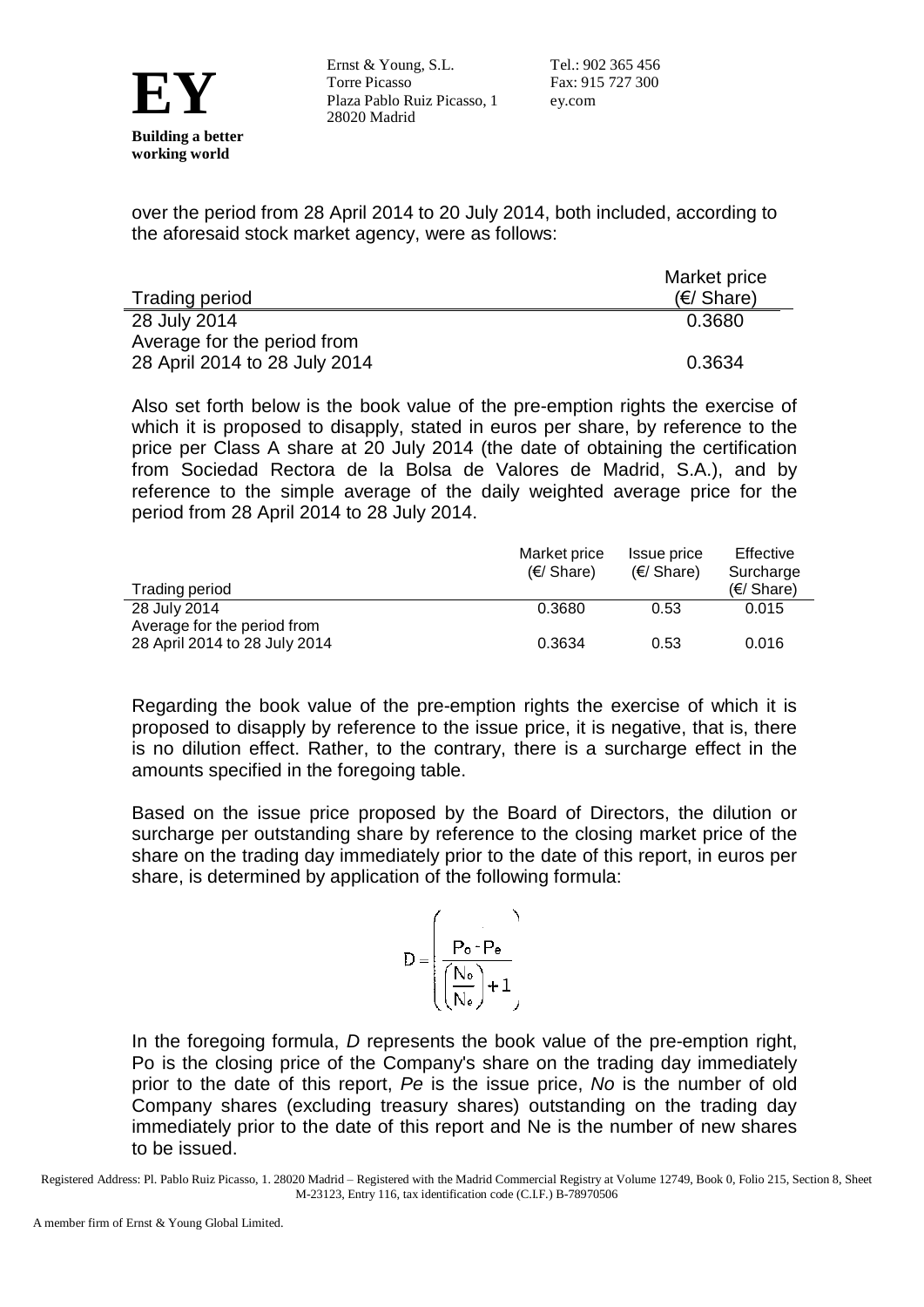over the period from 28 April 2014 to 20 July 2014, both included, according to the aforesaid stock market agency, were as follows:

| Trading period | Market price (€/ Share) |
|---|---|
| 28 July 2014 | 0.3680 |
| Average for the period from 28 April 2014 to 28 July 2014 | 0.3634 |

Also set forth below is the book value of the pre-emption rights the exercise of which it is proposed to disapply, stated in euros per share, by reference to the price per Class A share at 20 July 2014 (the date of obtaining the certification from Sociedad Rectora de la Bolsa de Valores de Madrid, S.A.), and by reference to the simple average of the daily weighted average price for the period from 28 April 2014 to 28 July 2014.

| Trading period | Market price (€/ Share) | Issue price (€/ Share) | Effective Surcharge (€/ Share) |
|---|---|---|---|
| 28 July 2014 | 0.3680 | 0.53 | 0.015 |
| Average for the period from 28 April 2014 to 28 July 2014 | 0.3634 | 0.53 | 0.016 |

Regarding the book value of the pre-emption rights the exercise of which it is proposed to disapply by reference to the issue price, it is negative, that is, there is no dilution effect. Rather, to the contrary, there is a surcharge effect in the amounts specified in the foregoing table.

Based on the issue price proposed by the Board of Directors, the dilution or surcharge per outstanding share by reference to the closing market price of the share on the trading day immediately prior to the date of this report, in euros per share, is determined by application of the following formula:

$$D = \left( \frac{P_o - P_e}{\left( \frac{N_o}{N_e} \right) + 1} \right)$$

In the foregoing formula, *D* represents the book value of the pre-emption right, Po is the closing price of the Company's share on the trading day immediately prior to the date of this report, *Pe* is the issue price, *No* is the number of old Company shares (excluding treasury shares) outstanding on the trading day immediately prior to the date of this report and Ne is the number of new shares to be issued.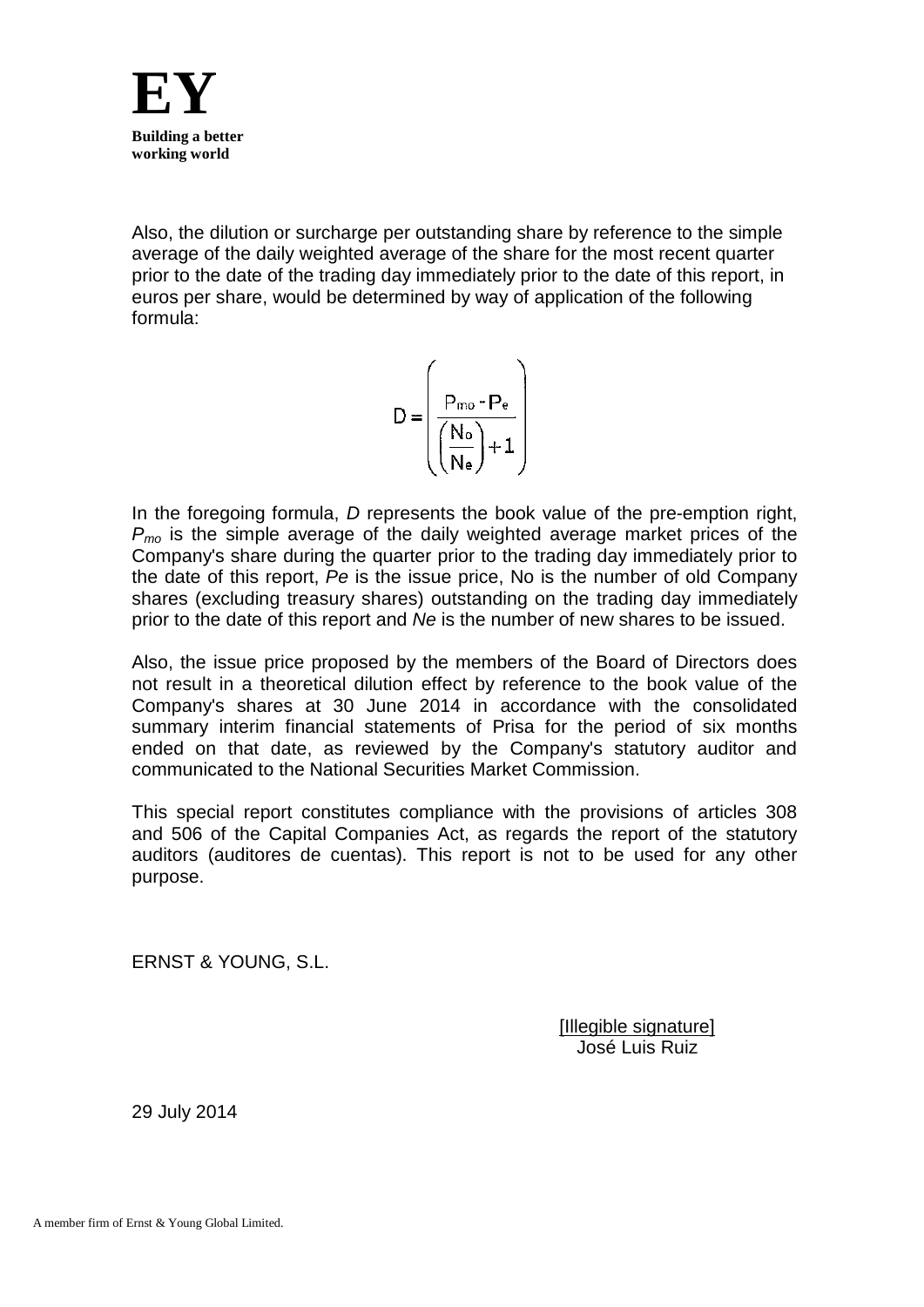Also, the dilution or surcharge per outstanding share by reference to the simple average of the daily weighted average of the share for the most recent quarter prior to the date of the trading day immediately prior to the date of this report, in euros per share, would be determined by way of application of the following formula:

$$D = \left( \frac{P_{mo} - P_e}{\left( \frac{N_o}{N_e} \right) + 1} \right)$$

In the foregoing formula, *D* represents the book value of the pre-emption right, $P_{mo}$ is the simple average of the daily weighted average market prices of the Company's share during the quarter prior to the trading day immediately prior to the date of this report, *Pe* is the issue price, No is the number of old Company shares (excluding treasury shares) outstanding on the trading day immediately prior to the date of this report and *Ne* is the number of new shares to be issued.

Also, the issue price proposed by the members of the Board of Directors does not result in a theoretical dilution effect by reference to the book value of the Company's shares at 30 June 2014 in accordance with the consolidated summary interim financial statements of Prisa for the period of six months ended on that date, as reviewed by the Company's statutory auditor and communicated to the National Securities Market Commission.

This special report constitutes compliance with the provisions of articles 308 and 506 of the Capital Companies Act, as regards the report of the statutory auditors (auditores de cuentas). This report is not to be used for any other purpose.

ERNST & YOUNG, S.L.

[Illegible signature]
José Luis Ruiz

29 July 2014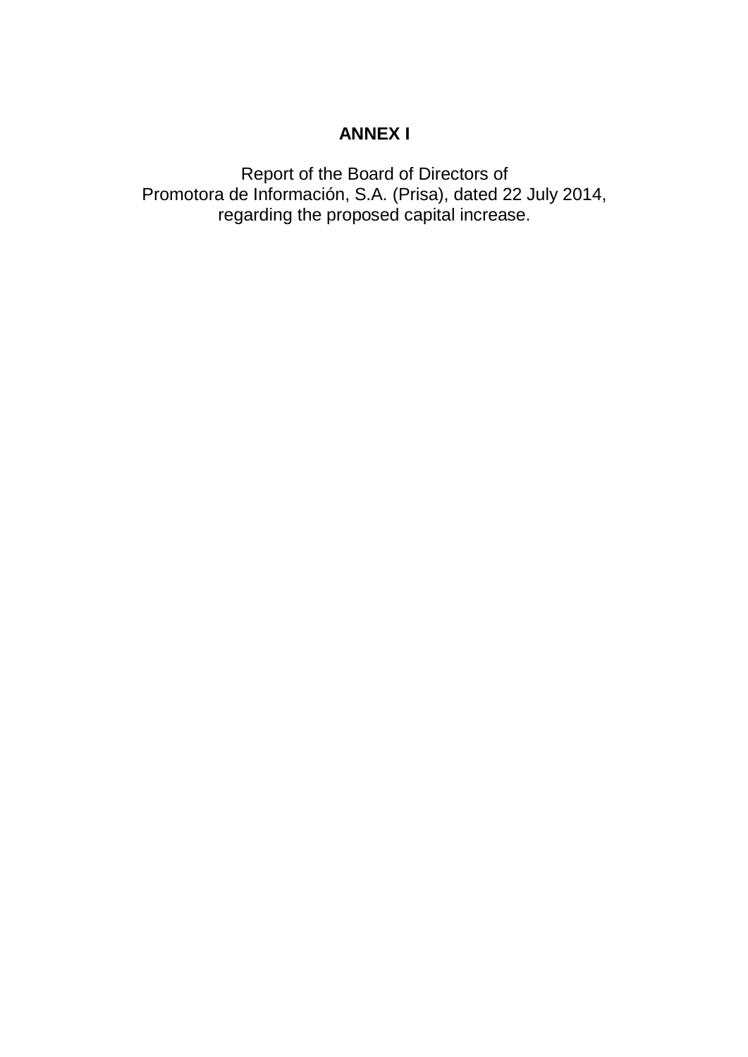# ANNEX I

Report of the Board of Directors of
Promotora de Información, S.A. (Prisa), dated 22 July 2014,
regarding the proposed capital increase.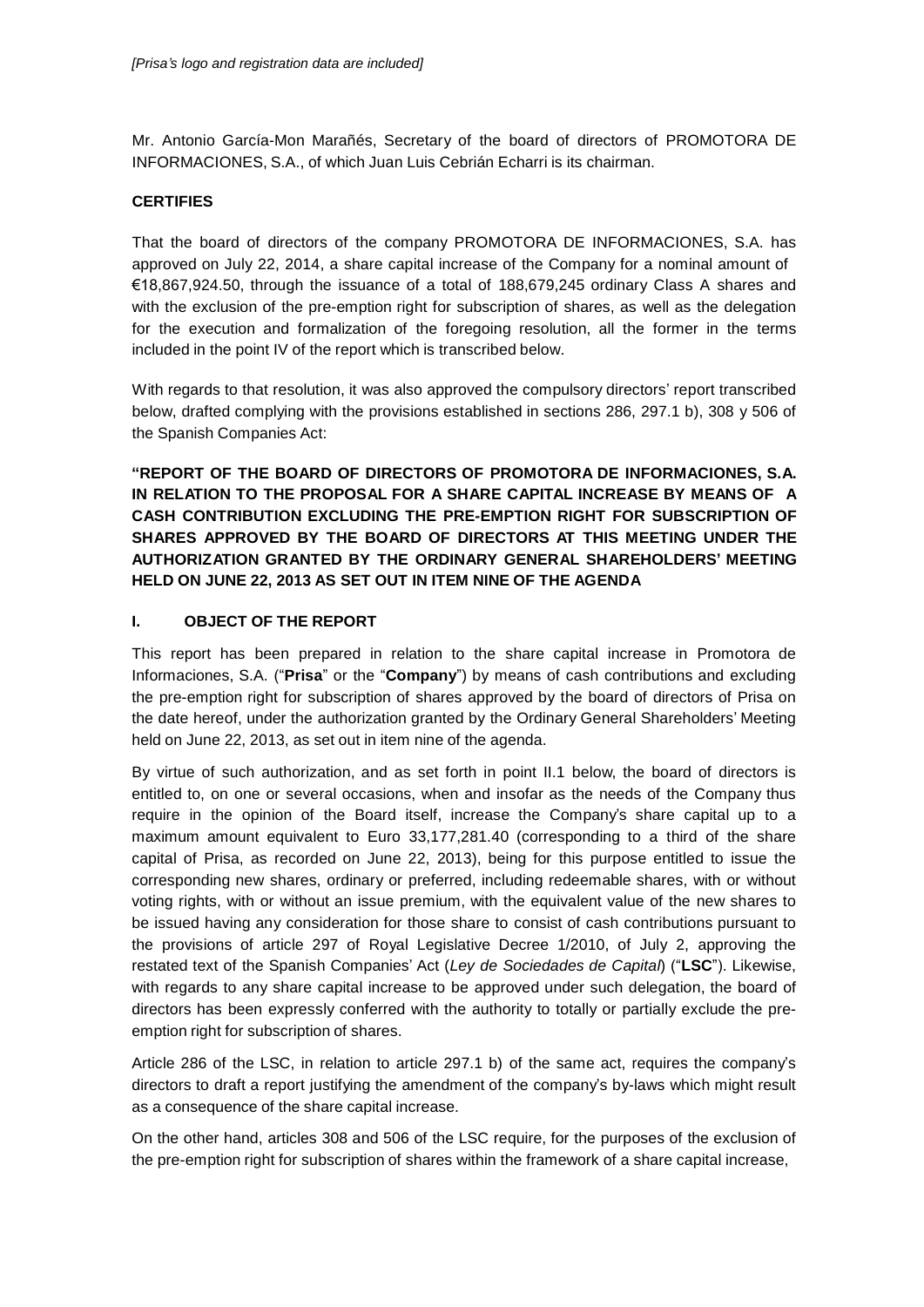*[Prisa's logo and registration data are included]*

Mr. Antonio García-Mon Marañés, Secretary of the board of directors of PROMOTORA DE INFORMACIONES, S.A., of which Juan Luis Cebrián Echarri is its chairman.

**CERTIFIES**

That the board of directors of the company PROMOTORA DE INFORMACIONES, S.A. has approved on July 22, 2014, a share capital increase of the Company for a nominal amount of €18,867,924.50, through the issuance of a total of 188,679,245 ordinary Class A shares and with the exclusion of the pre-emption right for subscription of shares, as well as the delegation for the execution and formalization of the foregoing resolution, all the former in the terms included in the point IV of the report which is transcribed below.

With regards to that resolution, it was also approved the compulsory directors' report transcribed below, drafted complying with the provisions established in sections 286, 297.1 b), 308 y 506 of the Spanish Companies Act:

**"REPORT OF THE BOARD OF DIRECTORS OF PROMOTORA DE INFORMACIONES, S.A. IN RELATION TO THE PROPOSAL FOR A SHARE CAPITAL INCREASE BY MEANS OF A CASH CONTRIBUTION EXCLUDING THE PRE-EMPTION RIGHT FOR SUBSCRIPTION OF SHARES APPROVED BY THE BOARD OF DIRECTORS AT THIS MEETING UNDER THE AUTHORIZATION GRANTED BY THE ORDINARY GENERAL SHAREHOLDERS' MEETING HELD ON JUNE 22, 2013 AS SET OUT IN ITEM NINE OF THE AGENDA**

## I. OBJECT OF THE REPORT

This report has been prepared in relation to the share capital increase in Promotora de Informaciones, S.A. ("**Prisa**" or the "**Company**") by means of cash contributions and excluding the pre-emption right for subscription of shares approved by the board of directors of Prisa on the date hereof, under the authorization granted by the Ordinary General Shareholders' Meeting held on June 22, 2013, as set out in item nine of the agenda.

By virtue of such authorization, and as set forth in point II.1 below, the board of directors is entitled to, on one or several occasions, when and insofar as the needs of the Company thus require in the opinion of the Board itself, increase the Company's share capital up to a maximum amount equivalent to Euro 33,177,281.40 (corresponding to a third of the share capital of Prisa, as recorded on June 22, 2013), being for this purpose entitled to issue the corresponding new shares, ordinary or preferred, including redeemable shares, with or without voting rights, with or without an issue premium, with the equivalent value of the new shares to be issued having any consideration for those share to consist of cash contributions pursuant to the provisions of article 297 of Royal Legislative Decree 1/2010, of July 2, approving the restated text of the Spanish Companies' Act (*Ley de Sociedades de Capital*) ("**LSC**"). Likewise, with regards to any share capital increase to be approved under such delegation, the board of directors has been expressly conferred with the authority to totally or partially exclude the pre-emption right for subscription of shares.

Article 286 of the LSC, in relation to article 297.1 b) of the same act, requires the company's directors to draft a report justifying the amendment of the company's by-laws which might result as a consequence of the share capital increase.

On the other hand, articles 308 and 506 of the LSC require, for the purposes of the exclusion of the pre-emption right for subscription of shares within the framework of a share capital increase,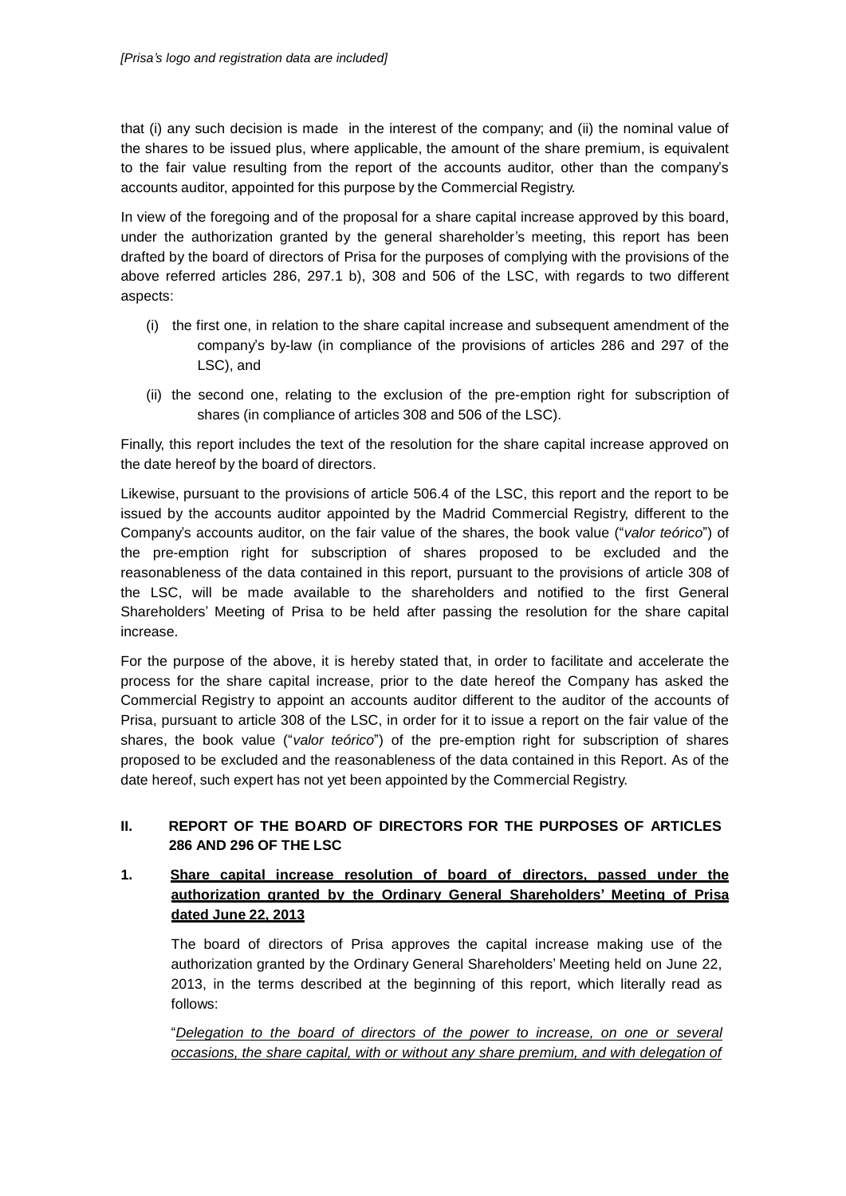*[Prisa's logo and registration data are included]*

that (i) any such decision is made in the interest of the company; and (ii) the nominal value of the shares to be issued plus, where applicable, the amount of the share premium, is equivalent to the fair value resulting from the report of the accounts auditor, other than the company's accounts auditor, appointed for this purpose by the Commercial Registry.

In view of the foregoing and of the proposal for a share capital increase approved by this board, under the authorization granted by the general shareholder's meeting, this report has been drafted by the board of directors of Prisa for the purposes of complying with the provisions of the above referred articles 286, 297.1 b), 308 and 506 of the LSC, with regards to two different aspects:

(i) the first one, in relation to the share capital increase and subsequent amendment of the company's by-law (in compliance of the provisions of articles 286 and 297 of the LSC), and

(ii) the second one, relating to the exclusion of the pre-emption right for subscription of shares (in compliance of articles 308 and 506 of the LSC).

Finally, this report includes the text of the resolution for the share capital increase approved on the date hereof by the board of directors.

Likewise, pursuant to the provisions of article 506.4 of the LSC, this report and the report to be issued by the accounts auditor appointed by the Madrid Commercial Registry, different to the Company's accounts auditor, on the fair value of the shares, the book value ("*valor teórico*") of the pre-emption right for subscription of shares proposed to be excluded and the reasonableness of the data contained in this report, pursuant to the provisions of article 308 of the LSC, will be made available to the shareholders and notified to the first General Shareholders' Meeting of Prisa to be held after passing the resolution for the share capital increase.

For the purpose of the above, it is hereby stated that, in order to facilitate and accelerate the process for the share capital increase, prior to the date hereof the Company has asked the Commercial Registry to appoint an accounts auditor different to the auditor of the accounts of Prisa, pursuant to article 308 of the LSC, in order for it to issue a report on the fair value of the shares, the book value ("*valor teórico*") of the pre-emption right for subscription of shares proposed to be excluded and the reasonableness of the data contained in this Report. As of the date hereof, such expert has not yet been appointed by the Commercial Registry.

## II. REPORT OF THE BOARD OF DIRECTORS FOR THE PURPOSES OF ARTICLES 286 AND 296 OF THE LSC

### 1. Share capital increase resolution of board of directors, passed under the authorization granted by the Ordinary General Shareholders' Meeting of Prisa dated June 22, 2013

The board of directors of Prisa approves the capital increase making use of the authorization granted by the Ordinary General Shareholders' Meeting held on June 22, 2013, in the terms described at the beginning of this report, which literally read as follows:

"*Delegation to the board of directors of the power to increase, on one or several occasions, the share capital, with or without any share premium, and with delegation of*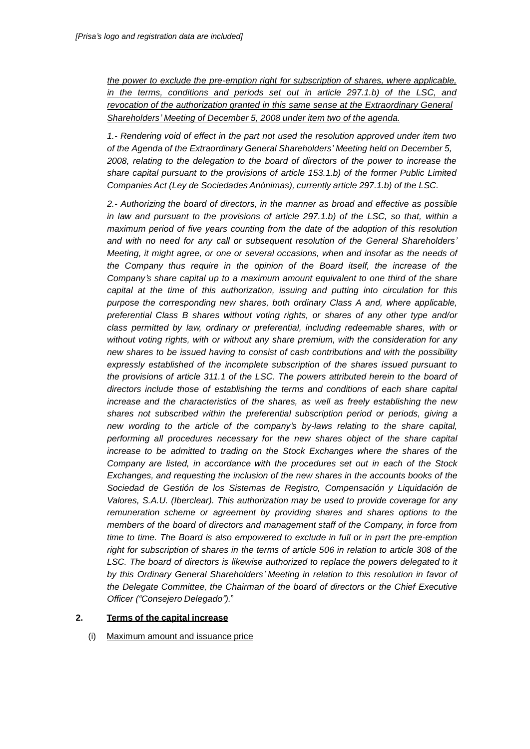*[Prisa's logo and registration data are included]*

*the power to exclude the pre-emption right for subscription of shares, where applicable, in the terms, conditions and periods set out in article 297.1.b) of the LSC, and revocation of the authorization granted in this same sense at the Extraordinary General Shareholders' Meeting of December 5, 2008 under item two of the agenda.*

*1.- Rendering void of effect in the part not used the resolution approved under item two of the Agenda of the Extraordinary General Shareholders' Meeting held on December 5, 2008, relating to the delegation to the board of directors of the power to increase the share capital pursuant to the provisions of article 153.1.b) of the former Public Limited Companies Act (Ley de Sociedades Anónimas), currently article 297.1.b) of the LSC.*

*2.- Authorizing the board of directors, in the manner as broad and effective as possible in law and pursuant to the provisions of article 297.1.b) of the LSC, so that, within a maximum period of five years counting from the date of the adoption of this resolution and with no need for any call or subsequent resolution of the General Shareholders' Meeting, it might agree, or one or several occasions, when and insofar as the needs of the Company thus require in the opinion of the Board itself, the increase of the Company's share capital up to a maximum amount equivalent to one third of the share capital at the time of this authorization, issuing and putting into circulation for this purpose the corresponding new shares, both ordinary Class A and, where applicable, preferential Class B shares without voting rights, or shares of any other type and/or class permitted by law, ordinary or preferential, including redeemable shares, with or without voting rights, with or without any share premium, with the consideration for any new shares to be issued having to consist of cash contributions and with the possibility expressly established of the incomplete subscription of the shares issued pursuant to the provisions of article 311.1 of the LSC. The powers attributed herein to the board of directors include those of establishing the terms and conditions of each share capital increase and the characteristics of the shares, as well as freely establishing the new shares not subscribed within the preferential subscription period or periods, giving a new wording to the article of the company's by-laws relating to the share capital, performing all procedures necessary for the new shares object of the share capital increase to be admitted to trading on the Stock Exchanges where the shares of the Company are listed, in accordance with the procedures set out in each of the Stock Exchanges, and requesting the inclusion of the new shares in the accounts books of the Sociedad de Gestión de los Sistemas de Registro, Compensación y Liquidación de Valores, S.A.U. (Iberclear). This authorization may be used to provide coverage for any remuneration scheme or agreement by providing shares and shares options to the members of the board of directors and management staff of the Company, in force from time to time. The Board is also empowered to exclude in full or in part the pre-emption right for subscription of shares in the terms of article 506 in relation to article 308 of the LSC. The board of directors is likewise authorized to replace the powers delegated to it by this Ordinary General Shareholders' Meeting in relation to this resolution in favor of the Delegate Committee, the Chairman of the board of directors or the Chief Executive Officer ("Consejero Delegado").*"

## 2. Terms of the capital increase

(i) Maximum amount and issuance price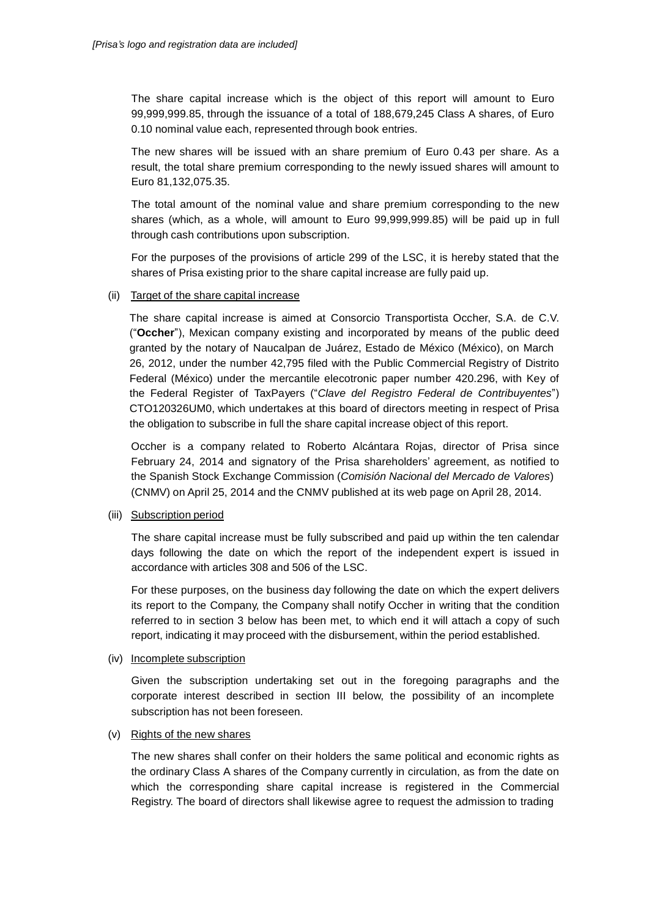*[Prisa's logo and registration data are included]*

The share capital increase which is the object of this report will amount to Euro 99,999,999.85, through the issuance of a total of 188,679,245 Class A shares, of Euro 0.10 nominal value each, represented through book entries.

The new shares will be issued with an share premium of Euro 0.43 per share. As a result, the total share premium corresponding to the newly issued shares will amount to Euro 81,132,075.35.

The total amount of the nominal value and share premium corresponding to the new shares (which, as a whole, will amount to Euro 99,999,999.85) will be paid up in full through cash contributions upon subscription.

For the purposes of the provisions of article 299 of the LSC, it is hereby stated that the shares of Prisa existing prior to the share capital increase are fully paid up.

(ii) Target of the share capital increase

The share capital increase is aimed at Consorcio Transportista Occher, S.A. de C.V. ("**Occher**"), Mexican company existing and incorporated by means of the public deed granted by the notary of Naucalpan de Juárez, Estado de México (México), on March 26, 2012, under the number 42,795 filed with the Public Commercial Registry of Distrito Federal (México) under the mercantile elecotronic paper number 420.296, with Key of the Federal Register of TaxPayers ("*Clave del Registro Federal de Contribuyentes*") CTO120326UM0, which undertakes at this board of directors meeting in respect of Prisa the obligation to subscribe in full the share capital increase object of this report.

Occher is a company related to Roberto Alcántara Rojas, director of Prisa since February 24, 2014 and signatory of the Prisa shareholders' agreement, as notified to the Spanish Stock Exchange Commission (*Comisión Nacional del Mercado de Valores*) (CNMV) on April 25, 2014 and the CNMV published at its web page on April 28, 2014.

(iii) Subscription period

The share capital increase must be fully subscribed and paid up within the ten calendar days following the date on which the report of the independent expert is issued in accordance with articles 308 and 506 of the LSC.

For these purposes, on the business day following the date on which the expert delivers its report to the Company, the Company shall notify Occher in writing that the condition referred to in section 3 below has been met, to which end it will attach a copy of such report, indicating it may proceed with the disbursement, within the period established.

(iv) Incomplete subscription

Given the subscription undertaking set out in the foregoing paragraphs and the corporate interest described in section III below, the possibility of an incomplete subscription has not been foreseen.

(v) Rights of the new shares

The new shares shall confer on their holders the same political and economic rights as the ordinary Class A shares of the Company currently in circulation, as from the date on which the corresponding share capital increase is registered in the Commercial Registry. The board of directors shall likewise agree to request the admission to trading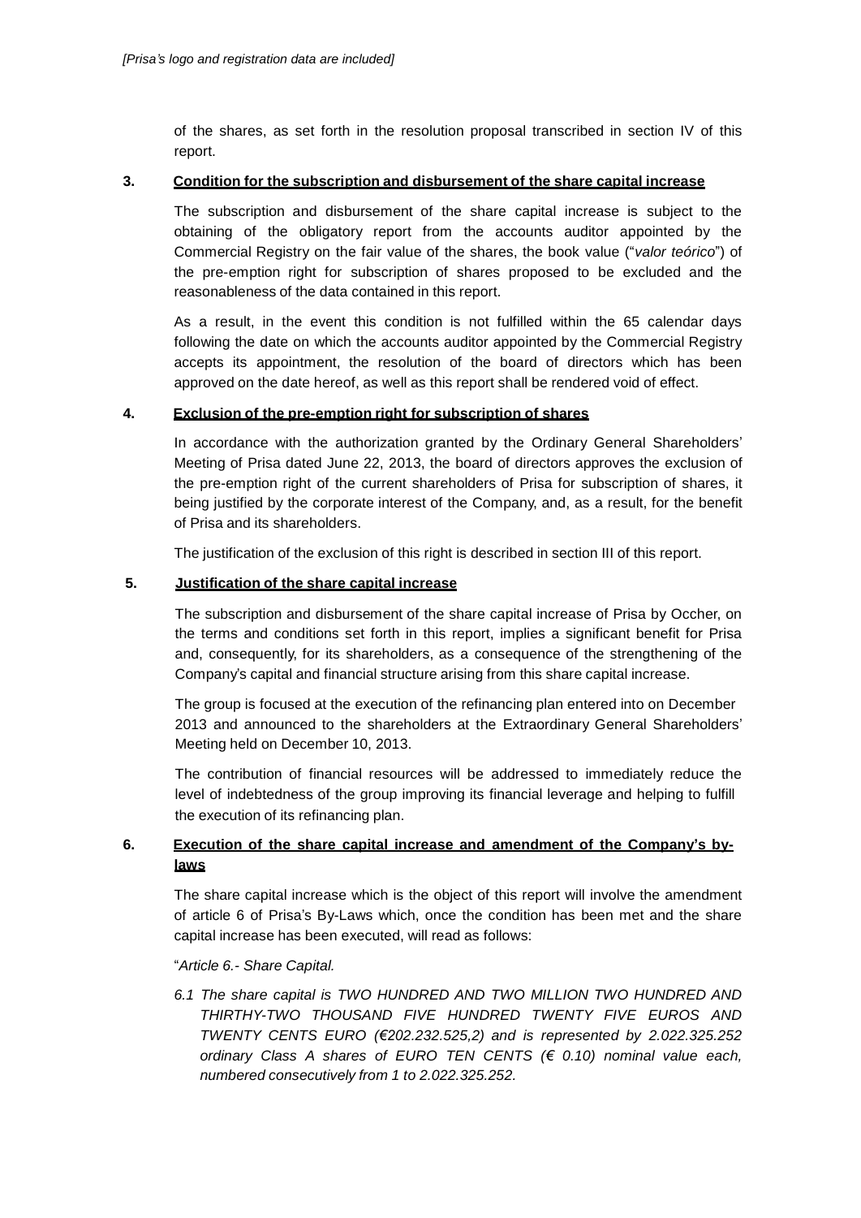*[Prisa's logo and registration data are included]*

of the shares, as set forth in the resolution proposal transcribed in section IV of this report.

**3. Condition for the subscription and disbursement of the share capital increase**

The subscription and disbursement of the share capital increase is subject to the obtaining of the obligatory report from the accounts auditor appointed by the Commercial Registry on the fair value of the shares, the book value ("*valor teórico*") of the pre-emption right for subscription of shares proposed to be excluded and the reasonableness of the data contained in this report.

As a result, in the event this condition is not fulfilled within the 65 calendar days following the date on which the accounts auditor appointed by the Commercial Registry accepts its appointment, the resolution of the board of directors which has been approved on the date hereof, as well as this report shall be rendered void of effect.

**4. Exclusion of the pre-emption right for subscription of shares**

In accordance with the authorization granted by the Ordinary General Shareholders' Meeting of Prisa dated June 22, 2013, the board of directors approves the exclusion of the pre-emption right of the current shareholders of Prisa for subscription of shares, it being justified by the corporate interest of the Company, and, as a result, for the benefit of Prisa and its shareholders.

The justification of the exclusion of this right is described in section III of this report.

**5. Justification of the share capital increase**

The subscription and disbursement of the share capital increase of Prisa by Occher, on the terms and conditions set forth in this report, implies a significant benefit for Prisa and, consequently, for its shareholders, as a consequence of the strengthening of the Company's capital and financial structure arising from this share capital increase.

The group is focused at the execution of the refinancing plan entered into on December 2013 and announced to the shareholders at the Extraordinary General Shareholders' Meeting held on December 10, 2013.

The contribution of financial resources will be addressed to immediately reduce the level of indebtedness of the group improving its financial leverage and helping to fulfill the execution of its refinancing plan.

**6. Execution of the share capital increase and amendment of the Company's by-laws**

The share capital increase which is the object of this report will involve the amendment of article 6 of Prisa's By-Laws which, once the condition has been met and the share capital increase has been executed, will read as follows:

"*Article 6.- Share Capital.*

*6.1 The share capital is TWO HUNDRED AND TWO MILLION TWO HUNDRED AND THIRTHY-TWO THOUSAND FIVE HUNDRED TWENTY FIVE EUROS AND TWENTY CENTS EURO (€202.232.525,2) and is represented by 2.022.325.252 ordinary Class A shares of EURO TEN CENTS (€ 0.10) nominal value each, numbered consecutively from 1 to 2.022.325.252.*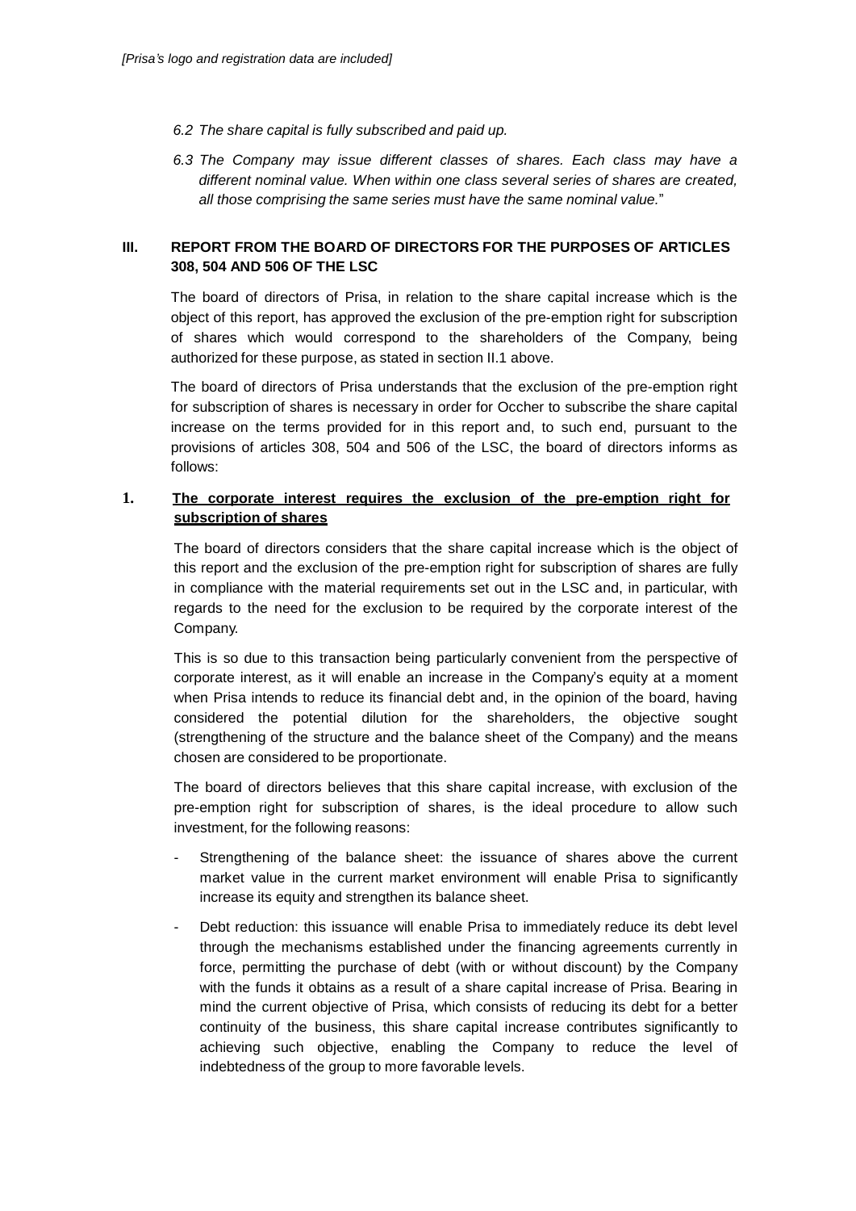*[Prisa's logo and registration data are included]*

*6.2 The share capital is fully subscribed and paid up.*

*6.3 The Company may issue different classes of shares. Each class may have a different nominal value. When within one class several series of shares are created, all those comprising the same series must have the same nominal value.*"

## III. REPORT FROM THE BOARD OF DIRECTORS FOR THE PURPOSES OF ARTICLES 308, 504 AND 506 OF THE LSC

The board of directors of Prisa, in relation to the share capital increase which is the object of this report, has approved the exclusion of the pre-emption right for subscription of shares which would correspond to the shareholders of the Company, being authorized for these purpose, as stated in section II.1 above.

The board of directors of Prisa understands that the exclusion of the pre-emption right for subscription of shares is necessary in order for Occher to subscribe the share capital increase on the terms provided for in this report and, to such end, pursuant to the provisions of articles 308, 504 and 506 of the LSC, the board of directors informs as follows:

### 1. <u>The corporate interest requires the exclusion of the pre-emption right for subscription of shares</u>

The board of directors considers that the share capital increase which is the object of this report and the exclusion of the pre-emption right for subscription of shares are fully in compliance with the material requirements set out in the LSC and, in particular, with regards to the need for the exclusion to be required by the corporate interest of the Company.

This is so due to this transaction being particularly convenient from the perspective of corporate interest, as it will enable an increase in the Company's equity at a moment when Prisa intends to reduce its financial debt and, in the opinion of the board, having considered the potential dilution for the shareholders, the objective sought (strengthening of the structure and the balance sheet of the Company) and the means chosen are considered to be proportionate.

The board of directors believes that this share capital increase, with exclusion of the pre-emption right for subscription of shares, is the ideal procedure to allow such investment, for the following reasons:

- Strengthening of the balance sheet: the issuance of shares above the current market value in the current market environment will enable Prisa to significantly increase its equity and strengthen its balance sheet.
- Debt reduction: this issuance will enable Prisa to immediately reduce its debt level through the mechanisms established under the financing agreements currently in force, permitting the purchase of debt (with or without discount) by the Company with the funds it obtains as a result of a share capital increase of Prisa. Bearing in mind the current objective of Prisa, which consists of reducing its debt for a better continuity of the business, this share capital increase contributes significantly to achieving such objective, enabling the Company to reduce the level of indebtedness of the group to more favorable levels.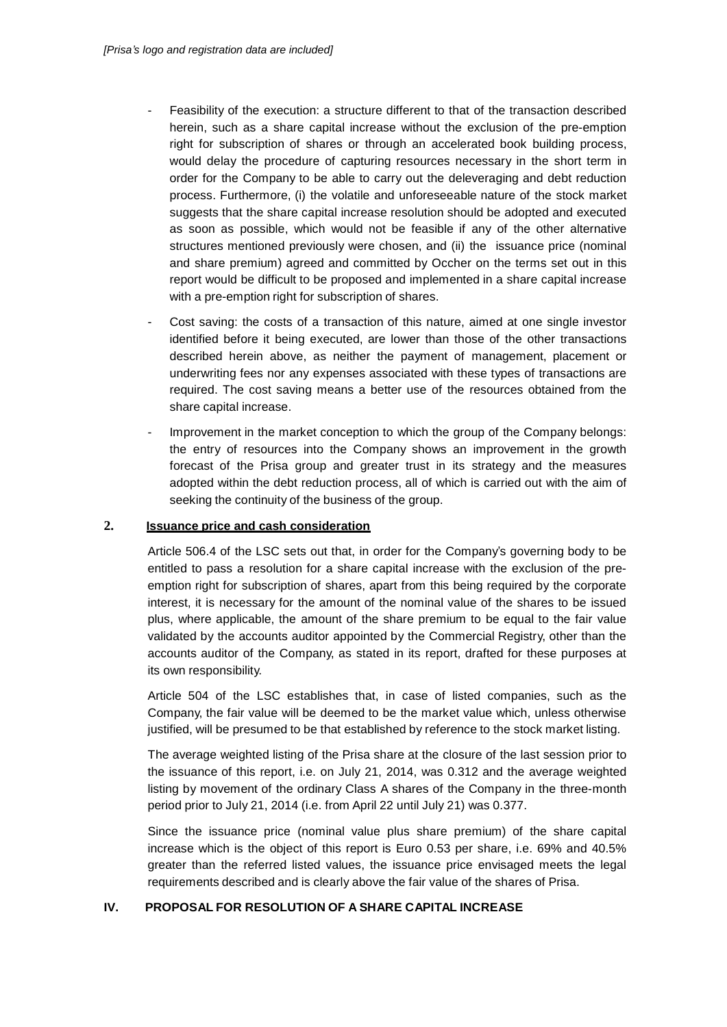- Feasibility of the execution: a structure different to that of the transaction described herein, such as a share capital increase without the exclusion of the pre-emption right for subscription of shares or through an accelerated book building process, would delay the procedure of capturing resources necessary in the short term in order for the Company to be able to carry out the deleveraging and debt reduction process. Furthermore, (i) the volatile and unforeseeable nature of the stock market suggests that the share capital increase resolution should be adopted and executed as soon as possible, which would not be feasible if any of the other alternative structures mentioned previously were chosen, and (ii) the issuance price (nominal and share premium) agreed and committed by Occher on the terms set out in this report would be difficult to be proposed and implemented in a share capital increase with a pre-emption right for subscription of shares.

- Cost saving: the costs of a transaction of this nature, aimed at one single investor identified before it being executed, are lower than those of the other transactions described herein above, as neither the payment of management, placement or underwriting fees nor any expenses associated with these types of transactions are required. The cost saving means a better use of the resources obtained from the share capital increase.

- Improvement in the market conception to which the group of the Company belongs: the entry of resources into the Company shows an improvement in the growth forecast of the Prisa group and greater trust in its strategy and the measures adopted within the debt reduction process, all of which is carried out with the aim of seeking the continuity of the business of the group.

## 2. Issuance price and cash consideration

Article 506.4 of the LSC sets out that, in order for the Company's governing body to be entitled to pass a resolution for a share capital increase with the exclusion of the pre-emption right for subscription of shares, apart from this being required by the corporate interest, it is necessary for the amount of the nominal value of the shares to be issued plus, where applicable, the amount of the share premium to be equal to the fair value validated by the accounts auditor appointed by the Commercial Registry, other than the accounts auditor of the Company, as stated in its report, drafted for these purposes at its own responsibility.

Article 504 of the LSC establishes that, in case of listed companies, such as the Company, the fair value will be deemed to be the market value which, unless otherwise justified, will be presumed to be that established by reference to the stock market listing.

The average weighted listing of the Prisa share at the closure of the last session prior to the issuance of this report, i.e. on July 21, 2014, was 0.312 and the average weighted listing by movement of the ordinary Class A shares of the Company in the three-month period prior to July 21, 2014 (i.e. from April 22 until July 21) was 0.377.

Since the issuance price (nominal value plus share premium) of the share capital increase which is the object of this report is Euro 0.53 per share, i.e. 69% and 40.5% greater than the referred listed values, the issuance price envisaged meets the legal requirements described and is clearly above the fair value of the shares of Prisa.

# IV. PROPOSAL FOR RESOLUTION OF A SHARE CAPITAL INCREASE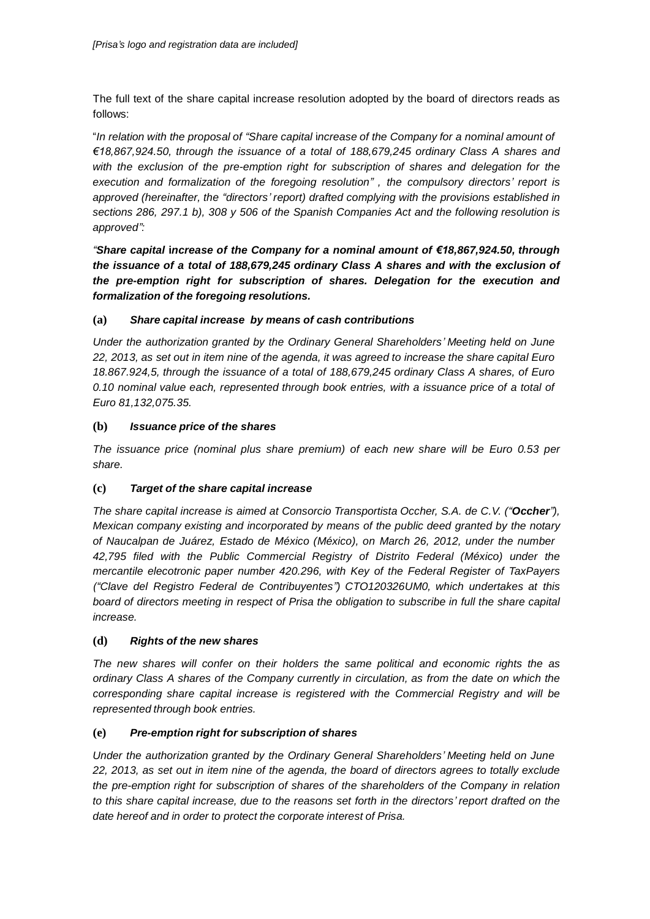*[Prisa's logo and registration data are included]*

The full text of the share capital increase resolution adopted by the board of directors reads as follows:

"*In relation with the proposal of "Share capital* increase *of the Company for a nominal amount of €18,867,924.50, through the issuance of a total of 188,679,245 ordinary Class A shares and with the exclusion of the pre-emption right for subscription of shares and delegation for the execution and formalization of the foregoing resolution" , the compulsory directors' report is approved (hereinafter, the "directors' report) drafted complying with the provisions established in sections 286, 297.1 b), 308 y 506 of the Spanish Companies Act and the following resolution is approved":*

***"Share capital* increase *of the Company for a nominal amount of €18,867,924.50, through the issuance of a total of 188,679,245 ordinary Class A shares and with the exclusion of the pre-emption right for subscription of shares. Delegation for the execution and formalization of the foregoing resolutions.***

**(a)** ***Share capital increase by means of cash contributions***

*Under the authorization granted by the Ordinary General Shareholders' Meeting held on June 22, 2013, as set out in item nine of the agenda, it was agreed to increase the share capital Euro 18.867.924,5, through the issuance of a total of 188,679,245 ordinary Class A shares, of Euro 0.10 nominal value each, represented through book entries, with a issuance price of a total of Euro 81,132,075.35.*

**(b)** ***Issuance price of the shares***

*The issuance price (nominal plus share premium) of each new share will be Euro 0.53 per share.*

**(c)** ***Target of the share capital increase***

*The share capital increase is aimed at Consorcio Transportista Occher, S.A. de C.V. ("**Occher**"), Mexican company existing and incorporated by means of the public deed granted by the notary of Naucalpan de Juárez, Estado de México (México), on March 26, 2012, under the number 42,795 filed with the Public Commercial Registry of Distrito Federal (México) under the mercantile elecotronic paper number 420.296, with Key of the Federal Register of TaxPayers ("Clave del Registro Federal de Contribuyentes") CTO120326UM0, which undertakes at this board of directors meeting in respect of Prisa the obligation to subscribe in full the share capital increase.*

**(d)** ***Rights of the new shares***

*The new shares will confer on their holders the same political and economic rights the as ordinary Class A shares of the Company currently in circulation, as from the date on which the corresponding share capital increase is registered with the Commercial Registry and will be represented through book entries.*

**(e)** ***Pre-emption right for subscription of shares***

*Under the authorization granted by the Ordinary General Shareholders' Meeting held on June 22, 2013, as set out in item nine of the agenda, the board of directors agrees to totally exclude the pre-emption right for subscription of shares of the shareholders of the Company in relation to this share capital increase, due to the reasons set forth in the directors' report drafted on the date hereof and in order to protect the corporate interest of Prisa.*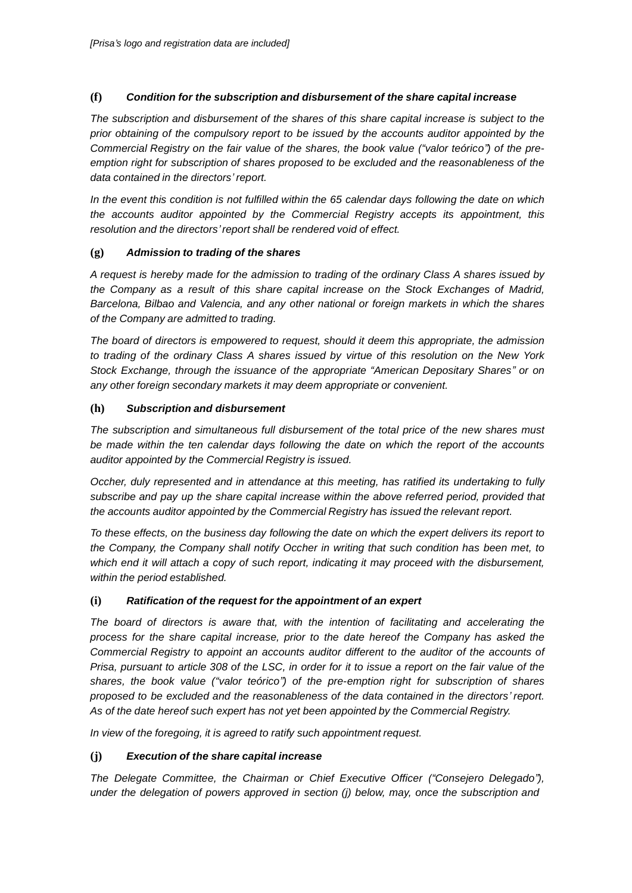*[Prisa's logo and registration data are included]*

**(f)** ***Condition for the subscription and disbursement of the share capital increase***

*The subscription and disbursement of the shares of this share capital increase is subject to the prior obtaining of the compulsory report to be issued by the accounts auditor appointed by the Commercial Registry on the fair value of the shares, the book value ("valor teórico") of the pre-emption right for subscription of shares proposed to be excluded and the reasonableness of the data contained in the directors' report.*

*In the event this condition is not fulfilled within the 65 calendar days following the date on which the accounts auditor appointed by the Commercial Registry accepts its appointment, this resolution and the directors' report shall be rendered void of effect.*

**(g)** ***Admission to trading of the shares***

*A request is hereby made for the admission to trading of the ordinary Class A shares issued by the Company as a result of this share capital increase on the Stock Exchanges of Madrid, Barcelona, Bilbao and Valencia, and any other national or foreign markets in which the shares of the Company are admitted to trading.*

*The board of directors is empowered to request, should it deem this appropriate, the admission to trading of the ordinary Class A shares issued by virtue of this resolution on the New York Stock Exchange, through the issuance of the appropriate "American Depositary Shares" or on any other foreign secondary markets it may deem appropriate or convenient.*

**(h)** ***Subscription and disbursement***

*The subscription and simultaneous full disbursement of the total price of the new shares must be made within the ten calendar days following the date on which the report of the accounts auditor appointed by the Commercial Registry is issued.*

*Occher, duly represented and in attendance at this meeting, has ratified its undertaking to fully subscribe and pay up the share capital increase within the above referred period, provided that the accounts auditor appointed by the Commercial Registry has issued the relevant report.*

*To these effects, on the business day following the date on which the expert delivers its report to the Company, the Company shall notify Occher in writing that such condition has been met, to which end it will attach a copy of such report, indicating it may proceed with the disbursement, within the period established.*

**(i)** ***Ratification of the request for the appointment of an expert***

*The board of directors is aware that, with the intention of facilitating and accelerating the process for the share capital increase, prior to the date hereof the Company has asked the Commercial Registry to appoint an accounts auditor different to the auditor of the accounts of Prisa, pursuant to article 308 of the LSC, in order for it to issue a report on the fair value of the shares, the book value ("valor teórico") of the pre-emption right for subscription of shares proposed to be excluded and the reasonableness of the data contained in the directors' report. As of the date hereof such expert has not yet been appointed by the Commercial Registry.*

*In view of the foregoing, it is agreed to ratify such appointment request.*

**(j)** ***Execution of the share capital increase***

*The Delegate Committee, the Chairman or Chief Executive Officer ("Consejero Delegado"), under the delegation of powers approved in section (j) below, may, once the subscription and*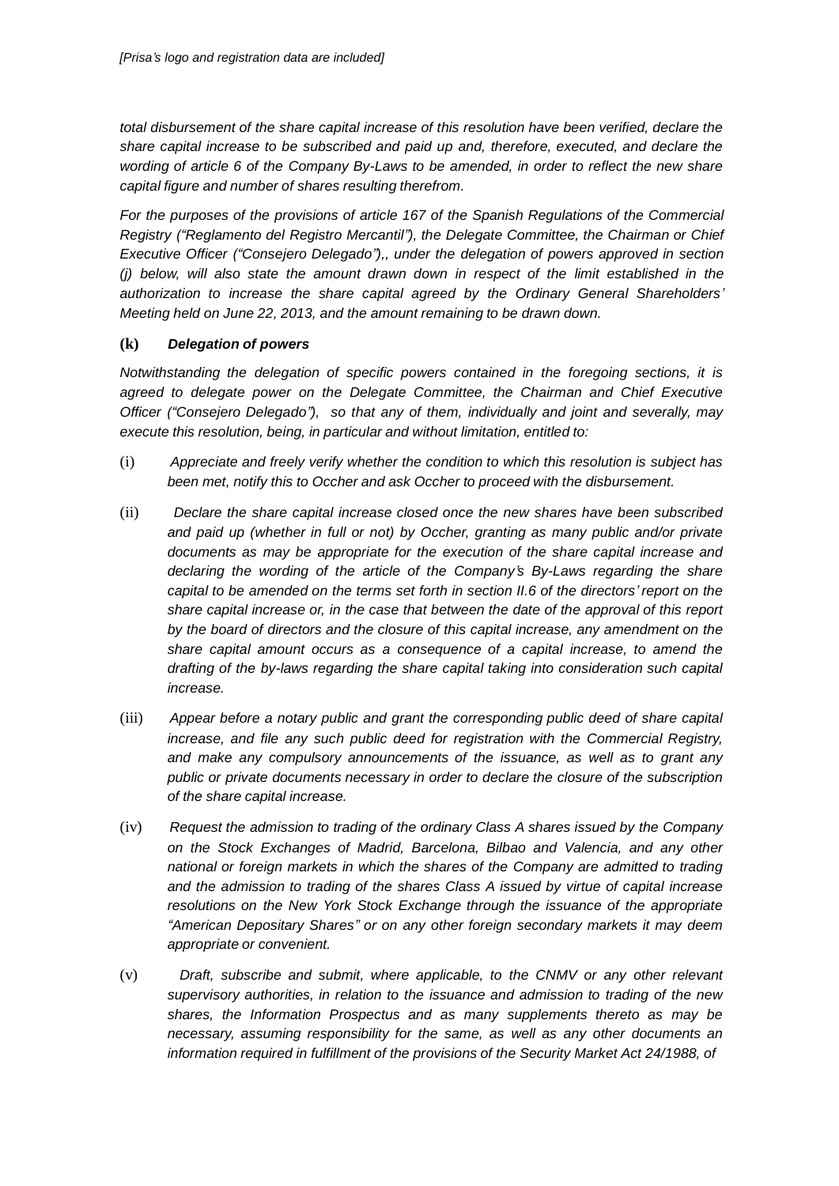*total disbursement of the share capital increase of this resolution have been verified, declare the share capital increase to be subscribed and paid up and, therefore, executed, and declare the wording of article 6 of the Company By-Laws to be amended, in order to reflect the new share capital figure and number of shares resulting therefrom.*

*For the purposes of the provisions of article 167 of the Spanish Regulations of the Commercial Registry ("Reglamento del Registro Mercantil"), the Delegate Committee, the Chairman or Chief Executive Officer ("Consejero Delegado"),, under the delegation of powers approved in section (j) below, will also state the amount drawn down in respect of the limit established in the authorization to increase the share capital agreed by the Ordinary General Shareholders' Meeting held on June 22, 2013, and the amount remaining to be drawn down.*

**(k)** ***Delegation of powers***

*Notwithstanding the delegation of specific powers contained in the foregoing sections, it is agreed to delegate power on the Delegate Committee, the Chairman and Chief Executive Officer ("Consejero Delegado"), so that any of them, individually and joint and severally, may execute this resolution, being, in particular and without limitation, entitled to:*

(i) *Appreciate and freely verify whether the condition to which this resolution is subject has been met, notify this to Occher and ask Occher to proceed with the disbursement.*

(ii) *Declare the share capital increase closed once the new shares have been subscribed and paid up (whether in full or not) by Occher, granting as many public and/or private documents as may be appropriate for the execution of the share capital increase and declaring the wording of the article of the Company's By-Laws regarding the share capital to be amended on the terms set forth in section II.6 of the directors' report on the share capital increase or, in the case that between the date of the approval of this report by the board of directors and the closure of this capital increase, any amendment on the share capital amount occurs as a consequence of a capital increase, to amend the drafting of the by-laws regarding the share capital taking into consideration such capital increase.*

(iii) *Appear before a notary public and grant the corresponding public deed of share capital increase, and file any such public deed for registration with the Commercial Registry, and make any compulsory announcements of the issuance, as well as to grant any public or private documents necessary in order to declare the closure of the subscription of the share capital increase.*

(iv) *Request the admission to trading of the ordinary Class A shares issued by the Company on the Stock Exchanges of Madrid, Barcelona, Bilbao and Valencia, and any other national or foreign markets in which the shares of the Company are admitted to trading and the admission to trading of the shares Class A issued by virtue of capital increase resolutions on the New York Stock Exchange through the issuance of the appropriate "American Depositary Shares" or on any other foreign secondary markets it may deem appropriate or convenient.*

(v) *Draft, subscribe and submit, where applicable, to the CNMV or any other relevant supervisory authorities, in relation to the issuance and admission to trading of the new shares, the Information Prospectus and as many supplements thereto as may be necessary, assuming responsibility for the same, as well as any other documents an information required in fulfillment of the provisions of the Security Market Act 24/1988, of*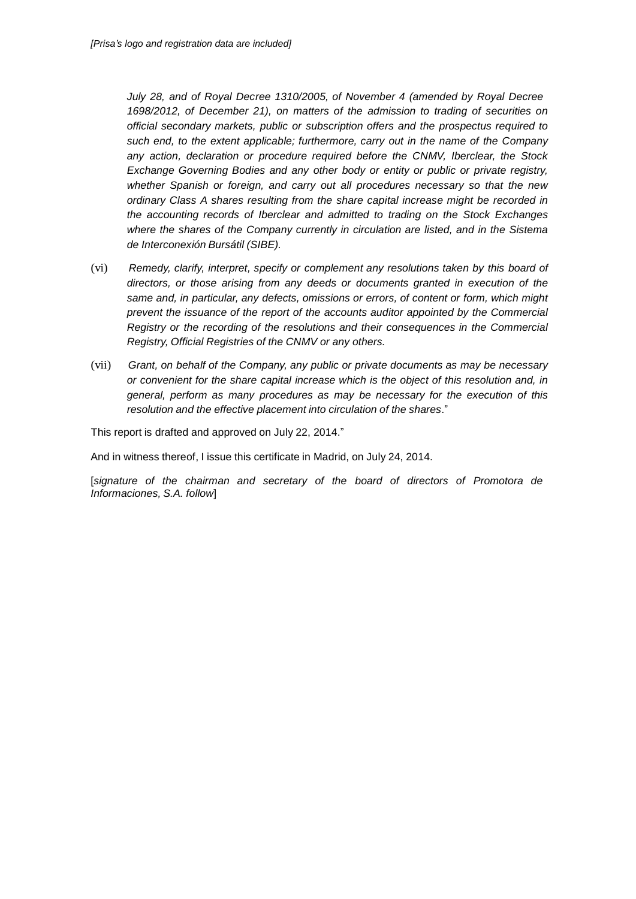*[Prisa's logo and registration data are included]*

*July 28, and of Royal Decree 1310/2005, of November 4 (amended by Royal Decree 1698/2012, of December 21), on matters of the admission to trading of securities on official secondary markets, public or subscription offers and the prospectus required to such end, to the extent applicable; furthermore, carry out in the name of the Company any action, declaration or procedure required before the CNMV, Iberclear, the Stock Exchange Governing Bodies and any other body or entity or public or private registry, whether Spanish or foreign, and carry out all procedures necessary so that the new ordinary Class A shares resulting from the share capital increase might be recorded in the accounting records of Iberclear and admitted to trading on the Stock Exchanges where the shares of the Company currently in circulation are listed, and in the Sistema de Interconexión Bursátil (SIBE).*

(vi) *Remedy, clarify, interpret, specify or complement any resolutions taken by this board of directors, or those arising from any deeds or documents granted in execution of the same and, in particular, any defects, omissions or errors, of content or form, which might prevent the issuance of the report of the accounts auditor appointed by the Commercial Registry or the recording of the resolutions and their consequences in the Commercial Registry, Official Registries of the CNMV or any others.*

(vii) *Grant, on behalf of the Company, any public or private documents as may be necessary or convenient for the share capital increase which is the object of this resolution and, in general, perform as many procedures as may be necessary for the execution of this resolution and the effective placement into circulation of the shares*."

This report is drafted and approved on July 22, 2014."

And in witness thereof, I issue this certificate in Madrid, on July 24, 2014.

[*signature of the chairman and secretary of the board of directors of Promotora de Informaciones, S.A. follow*]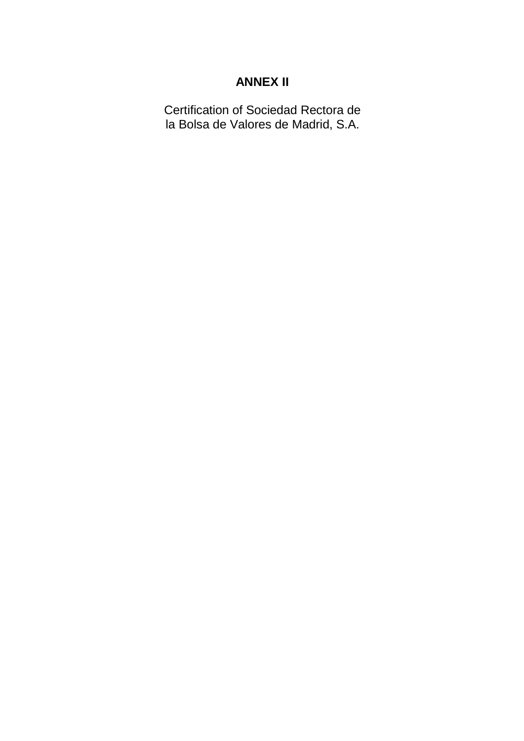# ANNEX II

Certification of Sociedad Rectora de la Bolsa de Valores de Madrid, S.A.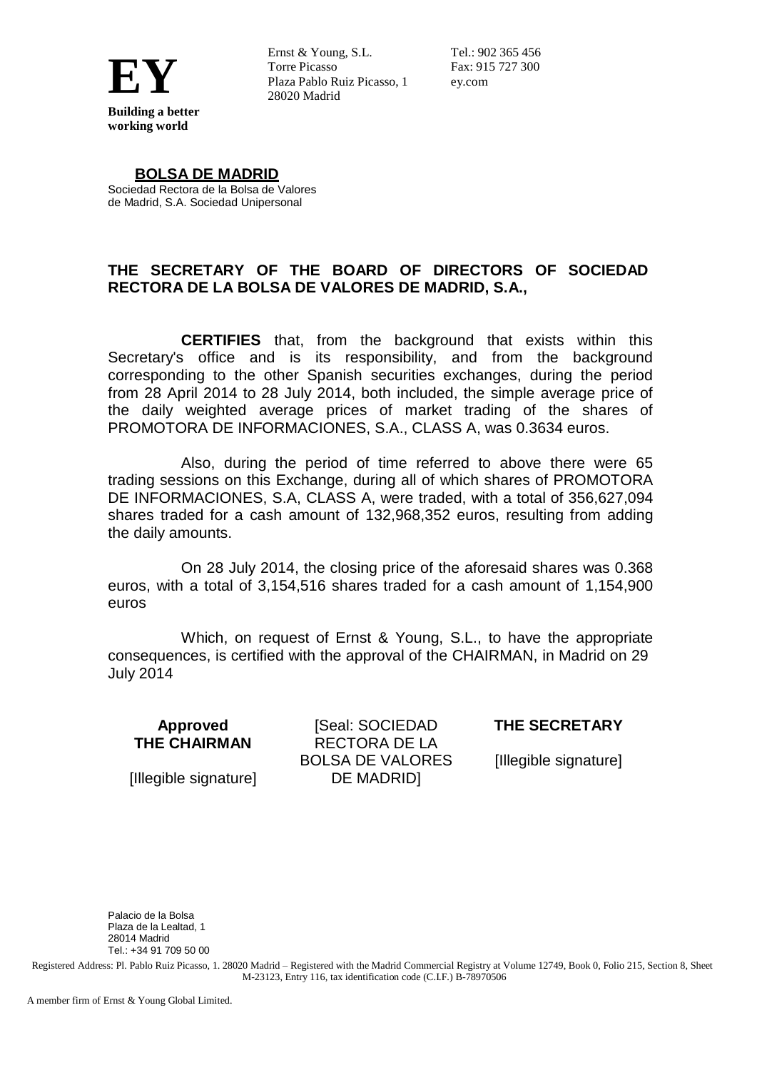**EY**

**Building a better working world**

Ernst & Young, S.L.
Torre Picasso
Plaza Pablo Ruiz Picasso, 1
28020 Madrid

Tel.: 902 365 456
Fax: 915 727 300
ey.com

**BOLSA DE MADRID**

Sociedad Rectora de la Bolsa de Valores de Madrid, S.A. Sociedad Unipersonal

**THE SECRETARY OF THE BOARD OF DIRECTORS OF SOCIEDAD RECTORA DE LA BOLSA DE VALORES DE MADRID, S.A.,**

**CERTIFIES** that, from the background that exists within this Secretary's office and is its responsibility, and from the background corresponding to the other Spanish securities exchanges, during the period from 28 April 2014 to 28 July 2014, both included, the simple average price of the daily weighted average prices of market trading of the shares of PROMOTORA DE INFORMACIONES, S.A., CLASS A, was 0.3634 euros.

Also, during the period of time referred to above there were 65 trading sessions on this Exchange, during all of which shares of PROMOTORA DE INFORMACIONES, S.A, CLASS A, were traded, with a total of 356,627,094 shares traded for a cash amount of 132,968,352 euros, resulting from adding the daily amounts.

On 28 July 2014, the closing price of the aforesaid shares was 0.368 euros, with a total of 3,154,516 shares traded for a cash amount of 1,154,900 euros

Which, on request of Ernst & Young, S.L., to have the appropriate consequences, is certified with the approval of the CHAIRMAN, in Madrid on 29 July 2014

| | | |
|---|---|---|
| **Approved THE CHAIRMAN** | [Seal: SOCIEDAD RECTORA DE LA BOLSA DE VALORES DE MADRID] | **THE SECRETARY** |
| [Illegible signature] | | [Illegible signature] |

Palacio de la Bolsa
Plaza de la Lealtad, 1
28014 Madrid
Tel.: +34 91 709 50 00

Registered Address: Pl. Pablo Ruiz Picasso, 1. 28020 Madrid – Registered with the Madrid Commercial Registry at Volume 12749, Book 0, Folio 215, Section 8, Sheet M-23123, Entry 116, tax identification code (C.I.F.) B-78970506

A member firm of Ernst & Young Global Limited.